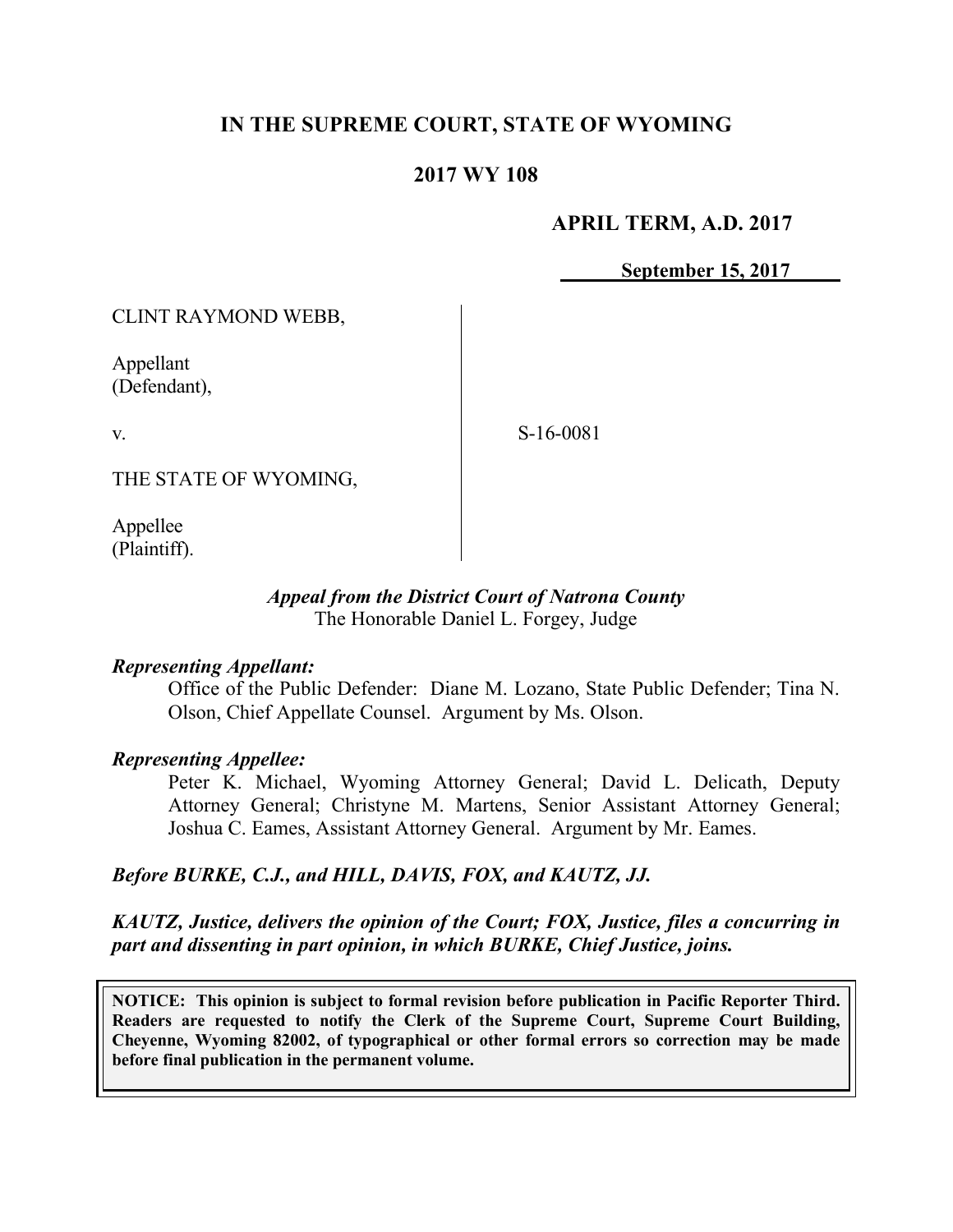# IN THE SUPREME COURT, STATE OF WYOMING

## 2017 WY 108

**APRIL TERM, A.D. 2017**

**September 15, 2017**

CLINT RAYMOND WEBB,

Appellant
(Defendant),

v.

THE STATE OF WYOMING,

Appellee
(Plaintiff).

S-16-0081

*Appeal from the District Court of Natrona County*
The Honorable Daniel L. Forgey, Judge

***Representing Appellant:***

Office of the Public Defender: Diane M. Lozano, State Public Defender; Tina N. Olson, Chief Appellate Counsel. Argument by Ms. Olson.

***Representing Appellee:***

Peter K. Michael, Wyoming Attorney General; David L. Delicath, Deputy Attorney General; Christyne M. Martens, Senior Assistant Attorney General; Joshua C. Eames, Assistant Attorney General. Argument by Mr. Eames.

***Before BURKE, C.J., and HILL, DAVIS, FOX, and KAUTZ, JJ.***

***KAUTZ, Justice, delivers the opinion of the Court; FOX, Justice, files a concurring in part and dissenting in part opinion, in which BURKE, Chief Justice, joins.***

**NOTICE: This opinion is subject to formal revision before publication in Pacific Reporter Third. Readers are requested to notify the Clerk of the Supreme Court, Supreme Court Building, Cheyenne, Wyoming 82002, of typographical or other formal errors so correction may be made before final publication in the permanent volume.**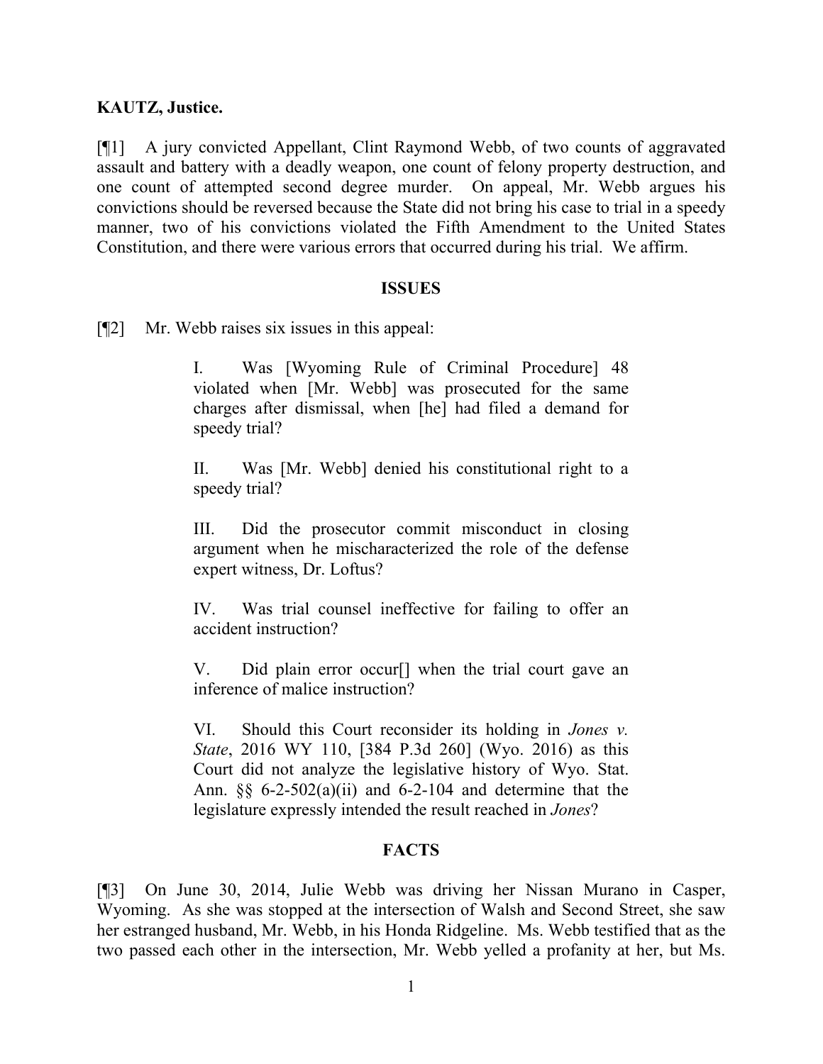**KAUTZ, Justice.**

[¶1] A jury convicted Appellant, Clint Raymond Webb, of two counts of aggravated assault and battery with a deadly weapon, one count of felony property destruction, and one count of attempted second degree murder. On appeal, Mr. Webb argues his convictions should be reversed because the State did not bring his case to trial in a speedy manner, two of his convictions violated the Fifth Amendment to the United States Constitution, and there were various errors that occurred during his trial. We affirm.

## ISSUES

[¶2] Mr. Webb raises six issues in this appeal:

> I. Was [Wyoming Rule of Criminal Procedure] 48 violated when [Mr. Webb] was prosecuted for the same charges after dismissal, when [he] had filed a demand for speedy trial?
>
> II. Was [Mr. Webb] denied his constitutional right to a speedy trial?
>
> III. Did the prosecutor commit misconduct in closing argument when he mischaracterized the role of the defense expert witness, Dr. Loftus?
>
> IV. Was trial counsel ineffective for failing to offer an accident instruction?
>
> V. Did plain error occur[] when the trial court gave an inference of malice instruction?
>
> VI. Should this Court reconsider its holding in *Jones v. State*, 2016 WY 110, [384 P.3d 260] (Wyo. 2016) as this Court did not analyze the legislative history of Wyo. Stat. Ann. §§ 6-2-502(a)(ii) and 6-2-104 and determine that the legislature expressly intended the result reached in *Jones*?

## FACTS

[¶3] On June 30, 2014, Julie Webb was driving her Nissan Murano in Casper, Wyoming. As she was stopped at the intersection of Walsh and Second Street, she saw her estranged husband, Mr. Webb, in his Honda Ridgeline. Ms. Webb testified that as the two passed each other in the intersection, Mr. Webb yelled a profanity at her, but Ms.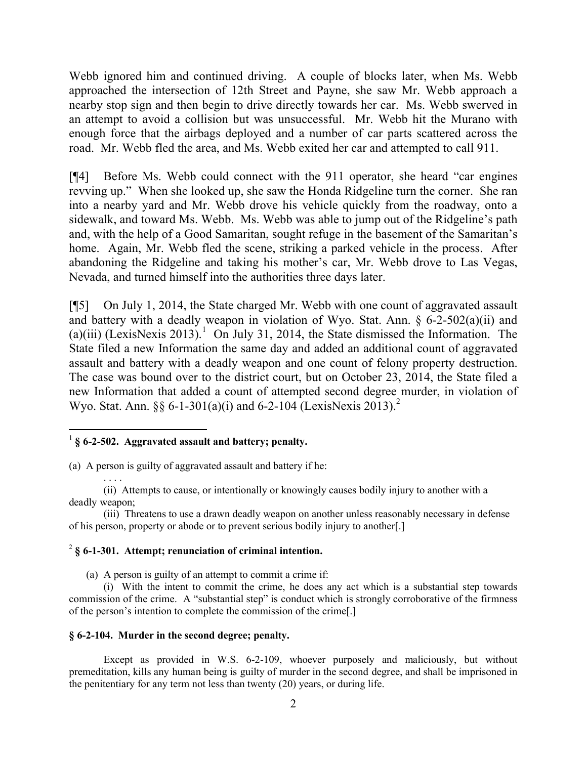Webb ignored him and continued driving. A couple of blocks later, when Ms. Webb approached the intersection of 12th Street and Payne, she saw Mr. Webb approach a nearby stop sign and then begin to drive directly towards her car. Ms. Webb swerved in an attempt to avoid a collision but was unsuccessful. Mr. Webb hit the Murano with enough force that the airbags deployed and a number of car parts scattered across the road. Mr. Webb fled the area, and Ms. Webb exited her car and attempted to call 911.

[¶4] Before Ms. Webb could connect with the 911 operator, she heard "car engines revving up." When she looked up, she saw the Honda Ridgeline turn the corner. She ran into a nearby yard and Mr. Webb drove his vehicle quickly from the roadway, onto a sidewalk, and toward Ms. Webb. Ms. Webb was able to jump out of the Ridgeline's path and, with the help of a Good Samaritan, sought refuge in the basement of the Samaritan's home. Again, Mr. Webb fled the scene, striking a parked vehicle in the process. After abandoning the Ridgeline and taking his mother's car, Mr. Webb drove to Las Vegas, Nevada, and turned himself into the authorities three days later.

[¶5] On July 1, 2014, the State charged Mr. Webb with one count of aggravated assault and battery with a deadly weapon in violation of Wyo. Stat. Ann. § 6-2-502(a)(ii) and (a)(iii) (LexisNexis 2013).[1] On July 31, 2014, the State dismissed the Information. The State filed a new Information the same day and added an additional count of aggravated assault and battery with a deadly weapon and one count of felony property destruction. The case was bound over to the district court, but on October 23, 2014, the State filed a new Information that added a count of attempted second degree murder, in violation of Wyo. Stat. Ann. §§ 6-1-301(a)(i) and 6-2-104 (LexisNexis 2013).[2]

---

[1] **§ 6-2-502. Aggravated assault and battery; penalty.**

(a) A person is guilty of aggravated assault and battery if he:

. . . .

(ii) Attempts to cause, or intentionally or knowingly causes bodily injury to another with a deadly weapon;

(iii) Threatens to use a drawn deadly weapon on another unless reasonably necessary in defense of his person, property or abode or to prevent serious bodily injury to another[.]

[2] **§ 6-1-301. Attempt; renunciation of criminal intention.**

(a) A person is guilty of an attempt to commit a crime if:

(i) With the intent to commit the crime, he does any act which is a substantial step towards commission of the crime. A "substantial step" is conduct which is strongly corroborative of the firmness of the person's intention to complete the commission of the crime[.]

**§ 6-2-104. Murder in the second degree; penalty.**

Except as provided in W.S. 6-2-109, whoever purposely and maliciously, but without premeditation, kills any human being is guilty of murder in the second degree, and shall be imprisoned in the penitentiary for any term not less than twenty (20) years, or during life.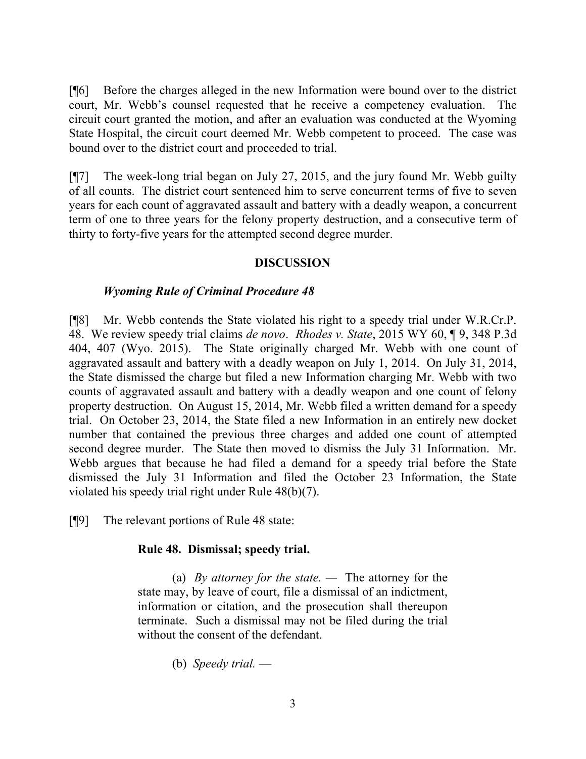[¶6] Before the charges alleged in the new Information were bound over to the district court, Mr. Webb's counsel requested that he receive a competency evaluation. The circuit court granted the motion, and after an evaluation was conducted at the Wyoming State Hospital, the circuit court deemed Mr. Webb competent to proceed. The case was bound over to the district court and proceeded to trial.

[¶7] The week-long trial began on July 27, 2015, and the jury found Mr. Webb guilty of all counts. The district court sentenced him to serve concurrent terms of five to seven years for each count of aggravated assault and battery with a deadly weapon, a concurrent term of one to three years for the felony property destruction, and a consecutive term of thirty to forty-five years for the attempted second degree murder.

## DISCUSSION

### *Wyoming Rule of Criminal Procedure 48*

[¶8] Mr. Webb contends the State violated his right to a speedy trial under W.R.Cr.P. 48. We review speedy trial claims *de novo*. *Rhodes v. State*, 2015 WY 60, ¶ 9, 348 P.3d 404, 407 (Wyo. 2015). The State originally charged Mr. Webb with one count of aggravated assault and battery with a deadly weapon on July 1, 2014. On July 31, 2014, the State dismissed the charge but filed a new Information charging Mr. Webb with two counts of aggravated assault and battery with a deadly weapon and one count of felony property destruction. On August 15, 2014, Mr. Webb filed a written demand for a speedy trial. On October 23, 2014, the State filed a new Information in an entirely new docket number that contained the previous three charges and added one count of attempted second degree murder. The State then moved to dismiss the July 31 Information. Mr. Webb argues that because he had filed a demand for a speedy trial before the State dismissed the July 31 Information and filed the October 23 Information, the State violated his speedy trial right under Rule 48(b)(7).

[¶9] The relevant portions of Rule 48 state:

> **Rule 48. Dismissal; speedy trial.**
>
> (a) *By attorney for the state.* — The attorney for the state may, by leave of court, file a dismissal of an indictment, information or citation, and the prosecution shall thereupon terminate. Such a dismissal may not be filed during the trial without the consent of the defendant.
>
> (b) *Speedy trial.* —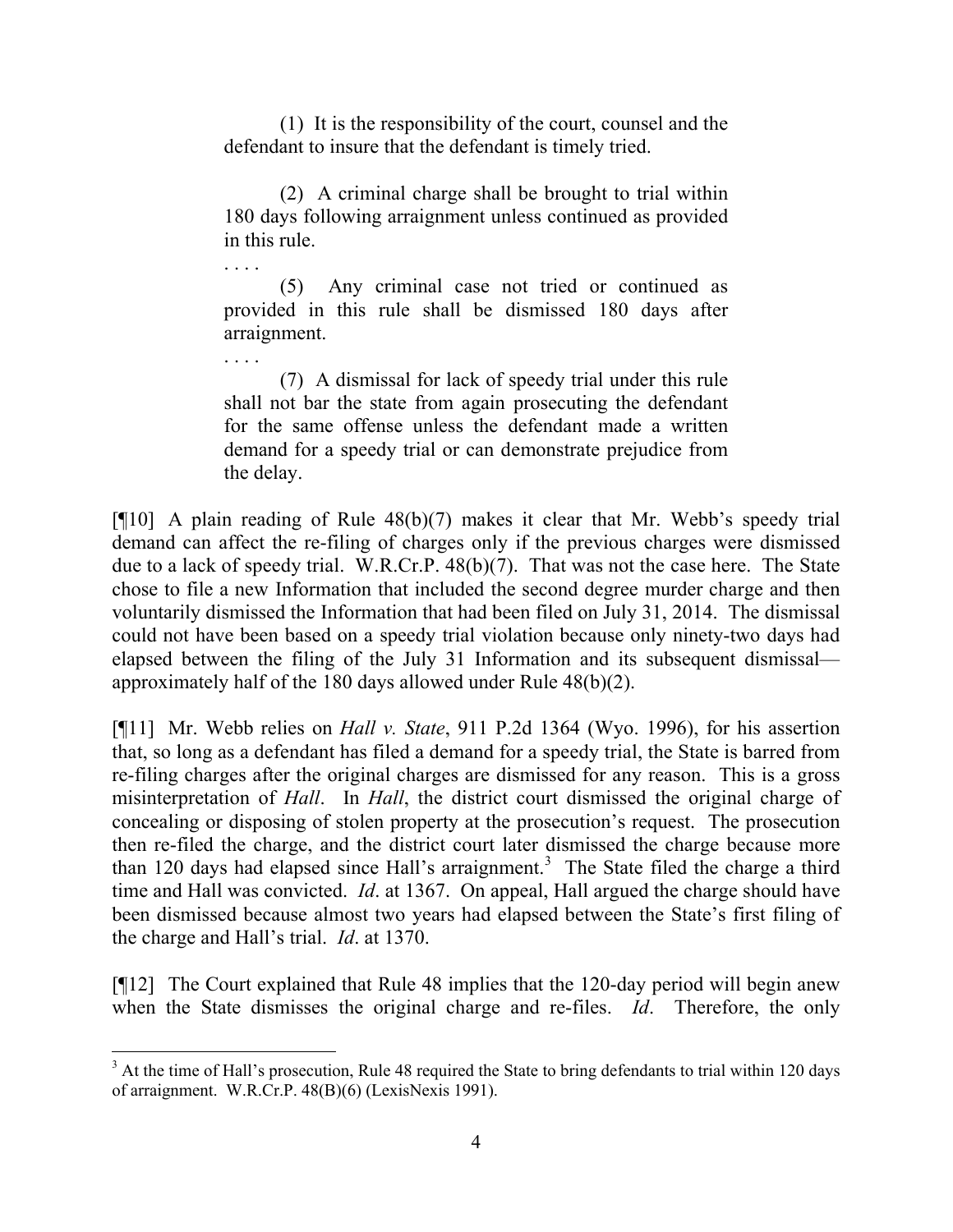> (1) It is the responsibility of the court, counsel and the defendant to insure that the defendant is timely tried.
>
> (2) A criminal charge shall be brought to trial within 180 days following arraignment unless continued as provided in this rule.
>
> . . . .
>
> (5) Any criminal case not tried or continued as provided in this rule shall be dismissed 180 days after arraignment.
>
> . . . .
>
> (7) A dismissal for lack of speedy trial under this rule shall not bar the state from again prosecuting the defendant for the same offense unless the defendant made a written demand for a speedy trial or can demonstrate prejudice from the delay.

[¶10] A plain reading of Rule 48(b)(7) makes it clear that Mr. Webb's speedy trial demand can affect the re-filing of charges only if the previous charges were dismissed due to a lack of speedy trial. W.R.Cr.P. 48(b)(7). That was not the case here. The State chose to file a new Information that included the second degree murder charge and then voluntarily dismissed the Information that had been filed on July 31, 2014. The dismissal could not have been based on a speedy trial violation because only ninety-two days had elapsed between the filing of the July 31 Information and its subsequent dismissal—approximately half of the 180 days allowed under Rule 48(b)(2).

[¶11] Mr. Webb relies on *Hall v. State*, 911 P.2d 1364 (Wyo. 1996), for his assertion that, so long as a defendant has filed a demand for a speedy trial, the State is barred from re-filing charges after the original charges are dismissed for any reason. This is a gross misinterpretation of *Hall*. In *Hall*, the district court dismissed the original charge of concealing or disposing of stolen property at the prosecution's request. The prosecution then re-filed the charge, and the district court later dismissed the charge because more than 120 days had elapsed since Hall's arraignment.[3] The State filed the charge a third time and Hall was convicted. *Id*. at 1367. On appeal, Hall argued the charge should have been dismissed because almost two years had elapsed between the State's first filing of the charge and Hall's trial. *Id*. at 1370.

[¶12] The Court explained that Rule 48 implies that the 120-day period will begin anew when the State dismisses the original charge and re-files. *Id*. Therefore, the only

---

[3] At the time of Hall's prosecution, Rule 48 required the State to bring defendants to trial within 120 days of arraignment. W.R.Cr.P. 48(B)(6) (LexisNexis 1991).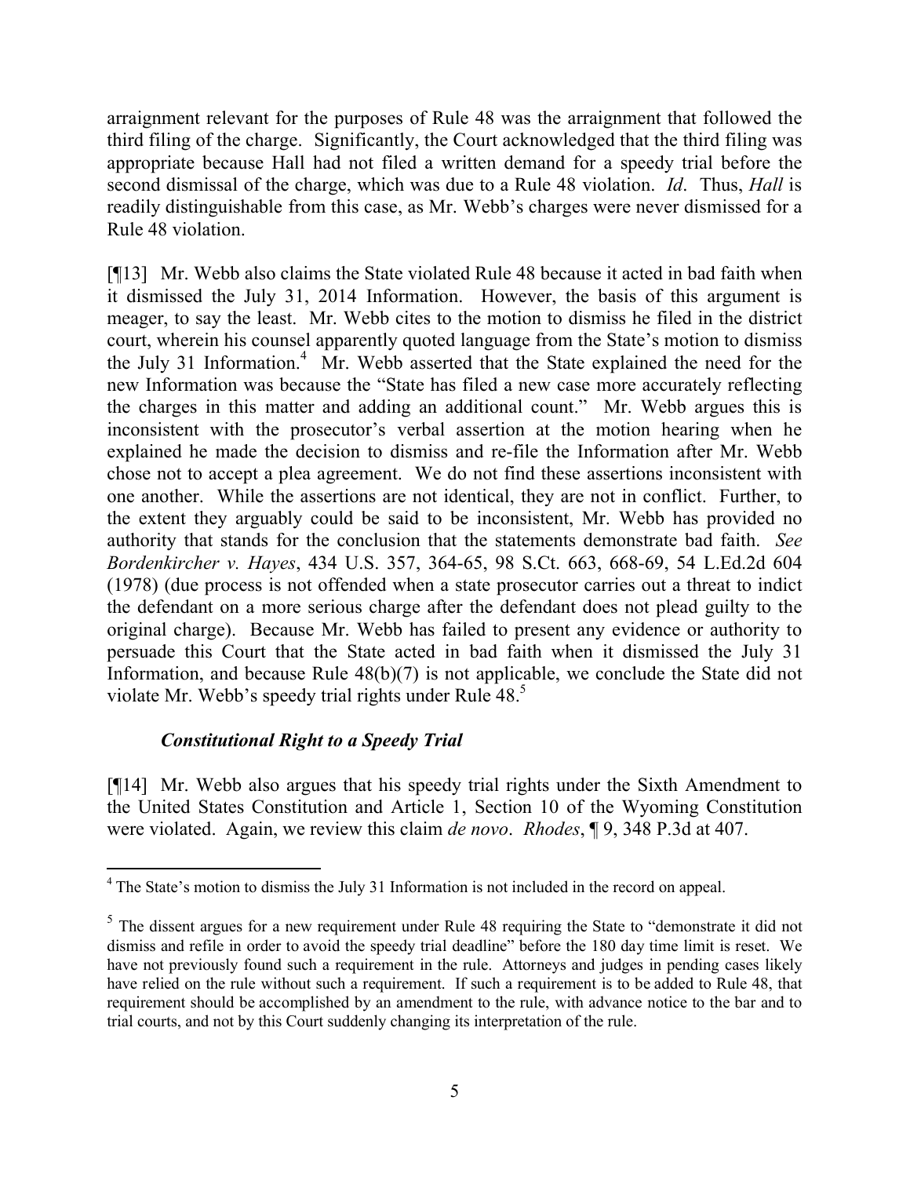arraignment relevant for the purposes of Rule 48 was the arraignment that followed the third filing of the charge. Significantly, the Court acknowledged that the third filing was appropriate because Hall had not filed a written demand for a speedy trial before the second dismissal of the charge, which was due to a Rule 48 violation. *Id*. Thus, *Hall* is readily distinguishable from this case, as Mr. Webb's charges were never dismissed for a Rule 48 violation.

[¶13] Mr. Webb also claims the State violated Rule 48 because it acted in bad faith when it dismissed the July 31, 2014 Information. However, the basis of this argument is meager, to say the least. Mr. Webb cites to the motion to dismiss he filed in the district court, wherein his counsel apparently quoted language from the State's motion to dismiss the July 31 Information.[4] Mr. Webb asserted that the State explained the need for the new Information was because the "State has filed a new case more accurately reflecting the charges in this matter and adding an additional count." Mr. Webb argues this is inconsistent with the prosecutor's verbal assertion at the motion hearing when he explained he made the decision to dismiss and re-file the Information after Mr. Webb chose not to accept a plea agreement. We do not find these assertions inconsistent with one another. While the assertions are not identical, they are not in conflict. Further, to the extent they arguably could be said to be inconsistent, Mr. Webb has provided no authority that stands for the conclusion that the statements demonstrate bad faith. *See Bordenkircher v. Hayes*, 434 U.S. 357, 364-65, 98 S.Ct. 663, 668-69, 54 L.Ed.2d 604 (1978) (due process is not offended when a state prosecutor carries out a threat to indict the defendant on a more serious charge after the defendant does not plead guilty to the original charge). Because Mr. Webb has failed to present any evidence or authority to persuade this Court that the State acted in bad faith when it dismissed the July 31 Information, and because Rule 48(b)(7) is not applicable, we conclude the State did not violate Mr. Webb's speedy trial rights under Rule 48.[5]

### ***Constitutional Right to a Speedy Trial***

[¶14] Mr. Webb also argues that his speedy trial rights under the Sixth Amendment to the United States Constitution and Article 1, Section 10 of the Wyoming Constitution were violated. Again, we review this claim *de novo*. *Rhodes*, ¶ 9, 348 P.3d at 407.

---

[4] The State's motion to dismiss the July 31 Information is not included in the record on appeal.

[5] The dissent argues for a new requirement under Rule 48 requiring the State to "demonstrate it did not dismiss and refile in order to avoid the speedy trial deadline" before the 180 day time limit is reset. We have not previously found such a requirement in the rule. Attorneys and judges in pending cases likely have relied on the rule without such a requirement. If such a requirement is to be added to Rule 48, that requirement should be accomplished by an amendment to the rule, with advance notice to the bar and to trial courts, and not by this Court suddenly changing its interpretation of the rule.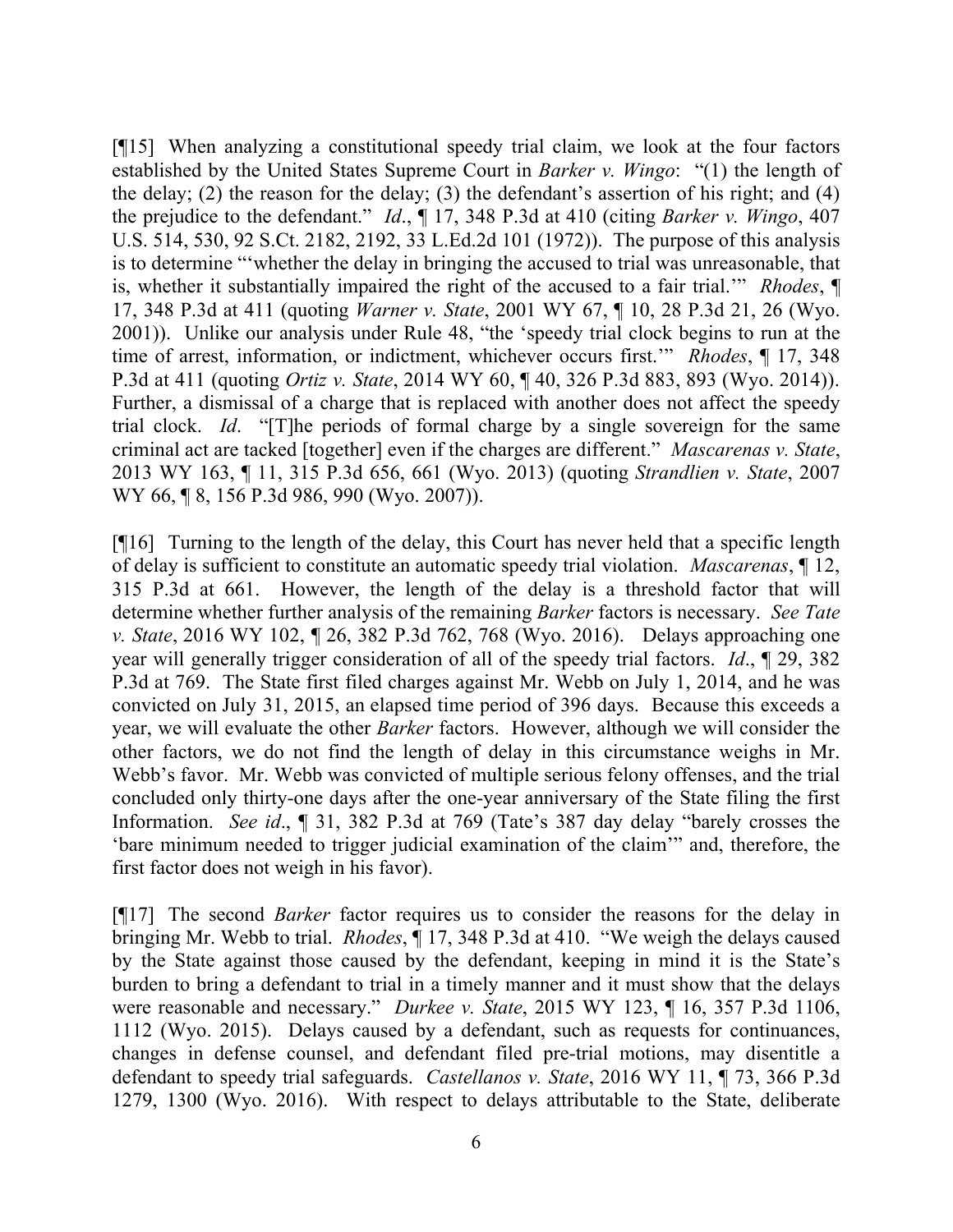[¶15] When analyzing a constitutional speedy trial claim, we look at the four factors established by the United States Supreme Court in *Barker v. Wingo*: "(1) the length of the delay; (2) the reason for the delay; (3) the defendant's assertion of his right; and (4) the prejudice to the defendant." *Id*., ¶ 17, 348 P.3d at 410 (citing *Barker v. Wingo*, 407 U.S. 514, 530, 92 S.Ct. 2182, 2192, 33 L.Ed.2d 101 (1972)). The purpose of this analysis is to determine "'whether the delay in bringing the accused to trial was unreasonable, that is, whether it substantially impaired the right of the accused to a fair trial.'" *Rhodes*, ¶ 17, 348 P.3d at 411 (quoting *Warner v. State*, 2001 WY 67, ¶ 10, 28 P.3d 21, 26 (Wyo. 2001)). Unlike our analysis under Rule 48, "the 'speedy trial clock begins to run at the time of arrest, information, or indictment, whichever occurs first.'" *Rhodes*, ¶ 17, 348 P.3d at 411 (quoting *Ortiz v. State*, 2014 WY 60, ¶ 40, 326 P.3d 883, 893 (Wyo. 2014)). Further, a dismissal of a charge that is replaced with another does not affect the speedy trial clock. *Id*. "[T]he periods of formal charge by a single sovereign for the same criminal act are tacked [together] even if the charges are different." *Mascarenas v. State*, 2013 WY 163, ¶ 11, 315 P.3d 656, 661 (Wyo. 2013) (quoting *Strandlien v. State*, 2007 WY 66, ¶ 8, 156 P.3d 986, 990 (Wyo. 2007)).

[¶16] Turning to the length of the delay, this Court has never held that a specific length of delay is sufficient to constitute an automatic speedy trial violation. *Mascarenas*, ¶ 12, 315 P.3d at 661. However, the length of the delay is a threshold factor that will determine whether further analysis of the remaining *Barker* factors is necessary. *See Tate v. State*, 2016 WY 102, ¶ 26, 382 P.3d 762, 768 (Wyo. 2016). Delays approaching one year will generally trigger consideration of all of the speedy trial factors. *Id*., ¶ 29, 382 P.3d at 769. The State first filed charges against Mr. Webb on July 1, 2014, and he was convicted on July 31, 2015, an elapsed time period of 396 days. Because this exceeds a year, we will evaluate the other *Barker* factors. However, although we will consider the other factors, we do not find the length of delay in this circumstance weighs in Mr. Webb's favor. Mr. Webb was convicted of multiple serious felony offenses, and the trial concluded only thirty-one days after the one-year anniversary of the State filing the first Information. *See id*., ¶ 31, 382 P.3d at 769 (Tate's 387 day delay "barely crosses the 'bare minimum needed to trigger judicial examination of the claim'" and, therefore, the first factor does not weigh in his favor).

[¶17] The second *Barker* factor requires us to consider the reasons for the delay in bringing Mr. Webb to trial. *Rhodes*, ¶ 17, 348 P.3d at 410. "We weigh the delays caused by the State against those caused by the defendant, keeping in mind it is the State's burden to bring a defendant to trial in a timely manner and it must show that the delays were reasonable and necessary." *Durkee v. State*, 2015 WY 123, ¶ 16, 357 P.3d 1106, 1112 (Wyo. 2015). Delays caused by a defendant, such as requests for continuances, changes in defense counsel, and defendant filed pre-trial motions, may disentitle a defendant to speedy trial safeguards. *Castellanos v. State*, 2016 WY 11, ¶ 73, 366 P.3d 1279, 1300 (Wyo. 2016). With respect to delays attributable to the State, deliberate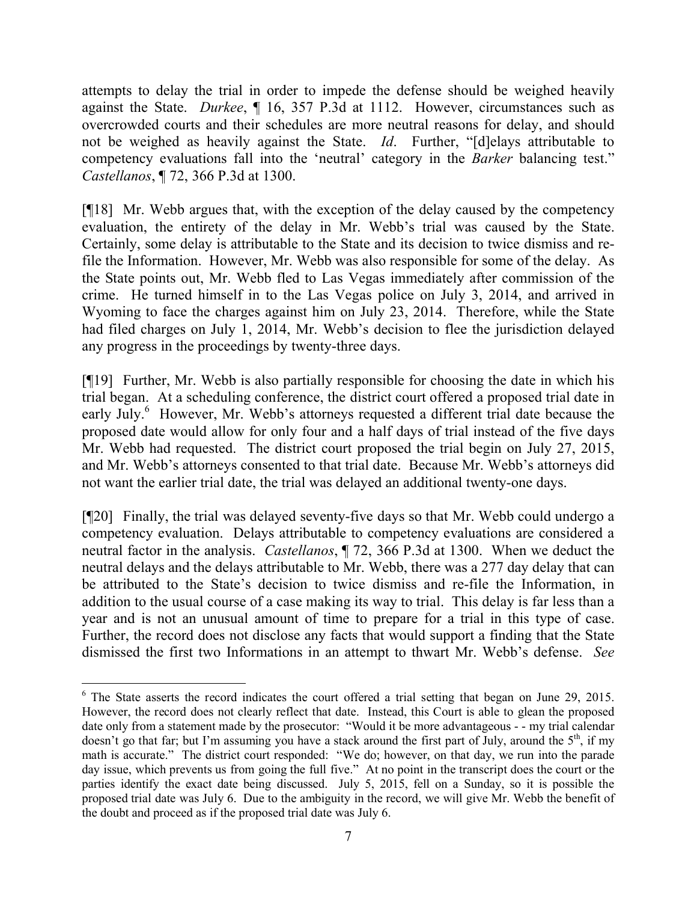attempts to delay the trial in order to impede the defense should be weighed heavily against the State. *Durkee*, ¶ 16, 357 P.3d at 1112. However, circumstances such as overcrowded courts and their schedules are more neutral reasons for delay, and should not be weighed as heavily against the State. *Id*. Further, "[d]elays attributable to competency evaluations fall into the 'neutral' category in the *Barker* balancing test." *Castellanos*, ¶ 72, 366 P.3d at 1300.

[¶18] Mr. Webb argues that, with the exception of the delay caused by the competency evaluation, the entirety of the delay in Mr. Webb's trial was caused by the State. Certainly, some delay is attributable to the State and its decision to twice dismiss and re-file the Information. However, Mr. Webb was also responsible for some of the delay. As the State points out, Mr. Webb fled to Las Vegas immediately after commission of the crime. He turned himself in to the Las Vegas police on July 3, 2014, and arrived in Wyoming to face the charges against him on July 23, 2014. Therefore, while the State had filed charges on July 1, 2014, Mr. Webb's decision to flee the jurisdiction delayed any progress in the proceedings by twenty-three days.

[¶19] Further, Mr. Webb is also partially responsible for choosing the date in which his trial began. At a scheduling conference, the district court offered a proposed trial date in early July.[6] However, Mr. Webb's attorneys requested a different trial date because the proposed date would allow for only four and a half days of trial instead of the five days Mr. Webb had requested. The district court proposed the trial begin on July 27, 2015, and Mr. Webb's attorneys consented to that trial date. Because Mr. Webb's attorneys did not want the earlier trial date, the trial was delayed an additional twenty-one days.

[¶20] Finally, the trial was delayed seventy-five days so that Mr. Webb could undergo a competency evaluation. Delays attributable to competency evaluations are considered a neutral factor in the analysis. *Castellanos*, ¶ 72, 366 P.3d at 1300. When we deduct the neutral delays and the delays attributable to Mr. Webb, there was a 277 day delay that can be attributed to the State's decision to twice dismiss and re-file the Information, in addition to the usual course of a case making its way to trial. This delay is far less than a year and is not an unusual amount of time to prepare for a trial in this type of case. Further, the record does not disclose any facts that would support a finding that the State dismissed the first two Informations in an attempt to thwart Mr. Webb's defense. *See*

---

[6] The State asserts the record indicates the court offered a trial setting that began on June 29, 2015. However, the record does not clearly reflect that date. Instead, this Court is able to glean the proposed date only from a statement made by the prosecutor: "Would it be more advantageous - - my trial calendar doesn't go that far; but I'm assuming you have a stack around the first part of July, around the 5th, if my math is accurate." The district court responded: "We do; however, on that day, we run into the parade day issue, which prevents us from going the full five." At no point in the transcript does the court or the parties identify the exact date being discussed. July 5, 2015, fell on a Sunday, so it is possible the proposed trial date was July 6. Due to the ambiguity in the record, we will give Mr. Webb the benefit of the doubt and proceed as if the proposed trial date was July 6.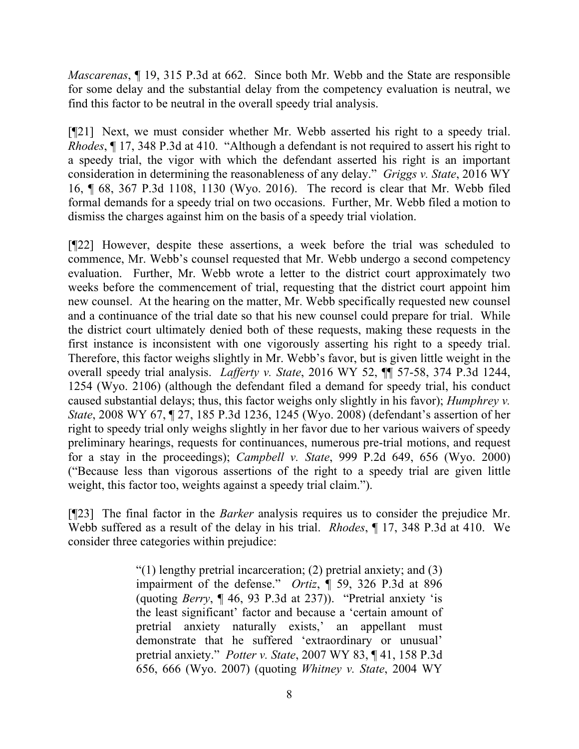*Mascarenas*, ¶ 19, 315 P.3d at 662. Since both Mr. Webb and the State are responsible for some delay and the substantial delay from the competency evaluation is neutral, we find this factor to be neutral in the overall speedy trial analysis.

[¶21] Next, we must consider whether Mr. Webb asserted his right to a speedy trial. *Rhodes*, ¶ 17, 348 P.3d at 410. "Although a defendant is not required to assert his right to a speedy trial, the vigor with which the defendant asserted his right is an important consideration in determining the reasonableness of any delay." *Griggs v. State*, 2016 WY 16, ¶ 68, 367 P.3d 1108, 1130 (Wyo. 2016). The record is clear that Mr. Webb filed formal demands for a speedy trial on two occasions. Further, Mr. Webb filed a motion to dismiss the charges against him on the basis of a speedy trial violation.

[¶22] However, despite these assertions, a week before the trial was scheduled to commence, Mr. Webb's counsel requested that Mr. Webb undergo a second competency evaluation. Further, Mr. Webb wrote a letter to the district court approximately two weeks before the commencement of trial, requesting that the district court appoint him new counsel. At the hearing on the matter, Mr. Webb specifically requested new counsel and a continuance of the trial date so that his new counsel could prepare for trial. While the district court ultimately denied both of these requests, making these requests in the first instance is inconsistent with one vigorously asserting his right to a speedy trial. Therefore, this factor weighs slightly in Mr. Webb's favor, but is given little weight in the overall speedy trial analysis. *Lafferty v. State*, 2016 WY 52, ¶¶ 57-58, 374 P.3d 1244, 1254 (Wyo. 2106) (although the defendant filed a demand for speedy trial, his conduct caused substantial delays; thus, this factor weighs only slightly in his favor); *Humphrey v. State*, 2008 WY 67, ¶ 27, 185 P.3d 1236, 1245 (Wyo. 2008) (defendant's assertion of her right to speedy trial only weighs slightly in her favor due to her various waivers of speedy preliminary hearings, requests for continuances, numerous pre-trial motions, and request for a stay in the proceedings); *Campbell v. State*, 999 P.2d 649, 656 (Wyo. 2000) ("Because less than vigorous assertions of the right to a speedy trial are given little weight, this factor too, weights against a speedy trial claim.").

[¶23] The final factor in the *Barker* analysis requires us to consider the prejudice Mr. Webb suffered as a result of the delay in his trial. *Rhodes*, ¶ 17, 348 P.3d at 410. We consider three categories within prejudice:

> "(1) lengthy pretrial incarceration; (2) pretrial anxiety; and (3) impairment of the defense." *Ortiz*, ¶ 59, 326 P.3d at 896 (quoting *Berry*, ¶ 46, 93 P.3d at 237)). "Pretrial anxiety 'is the least significant' factor and because a 'certain amount of pretrial anxiety naturally exists,' an appellant must demonstrate that he suffered 'extraordinary or unusual' pretrial anxiety." *Potter v. State*, 2007 WY 83, ¶ 41, 158 P.3d 656, 666 (Wyo. 2007) (quoting *Whitney v. State*, 2004 WY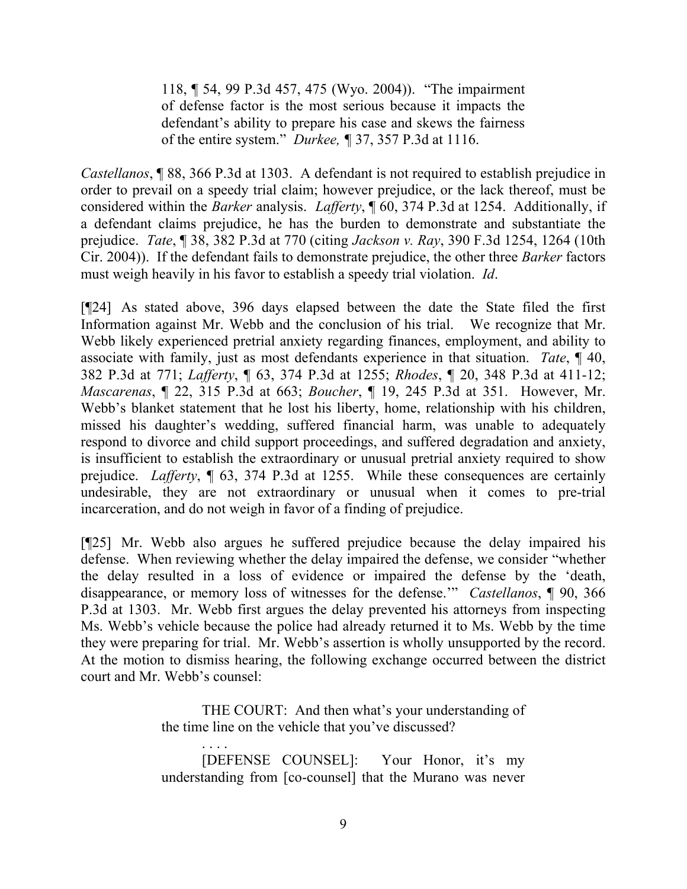> 118, ¶ 54, 99 P.3d 457, 475 (Wyo. 2004)). "The impairment of defense factor is the most serious because it impacts the defendant's ability to prepare his case and skews the fairness of the entire system." *Durkee,* ¶ 37, 357 P.3d at 1116.

*Castellanos*, ¶ 88, 366 P.3d at 1303. A defendant is not required to establish prejudice in order to prevail on a speedy trial claim; however prejudice, or the lack thereof, must be considered within the *Barker* analysis. *Lafferty*, ¶ 60, 374 P.3d at 1254. Additionally, if a defendant claims prejudice, he has the burden to demonstrate and substantiate the prejudice. *Tate*, ¶ 38, 382 P.3d at 770 (citing *Jackson v. Ray*, 390 F.3d 1254, 1264 (10th Cir. 2004)). If the defendant fails to demonstrate prejudice, the other three *Barker* factors must weigh heavily in his favor to establish a speedy trial violation. *Id*.

[¶24] As stated above, 396 days elapsed between the date the State filed the first Information against Mr. Webb and the conclusion of his trial. We recognize that Mr. Webb likely experienced pretrial anxiety regarding finances, employment, and ability to associate with family, just as most defendants experience in that situation. *Tate*, ¶ 40, 382 P.3d at 771; *Lafferty*, ¶ 63, 374 P.3d at 1255; *Rhodes*, ¶ 20, 348 P.3d at 411-12; *Mascarenas*, ¶ 22, 315 P.3d at 663; *Boucher*, ¶ 19, 245 P.3d at 351. However, Mr. Webb's blanket statement that he lost his liberty, home, relationship with his children, missed his daughter's wedding, suffered financial harm, was unable to adequately respond to divorce and child support proceedings, and suffered degradation and anxiety, is insufficient to establish the extraordinary or unusual pretrial anxiety required to show prejudice. *Lafferty*, ¶ 63, 374 P.3d at 1255. While these consequences are certainly undesirable, they are not extraordinary or unusual when it comes to pre-trial incarceration, and do not weigh in favor of a finding of prejudice.

[¶25] Mr. Webb also argues he suffered prejudice because the delay impaired his defense. When reviewing whether the delay impaired the defense, we consider "whether the delay resulted in a loss of evidence or impaired the defense by the 'death, disappearance, or memory loss of witnesses for the defense.'" *Castellanos*, ¶ 90, 366 P.3d at 1303. Mr. Webb first argues the delay prevented his attorneys from inspecting Ms. Webb's vehicle because the police had already returned it to Ms. Webb by the time they were preparing for trial. Mr. Webb's assertion is wholly unsupported by the record. At the motion to dismiss hearing, the following exchange occurred between the district court and Mr. Webb's counsel:

> THE COURT: And then what's your understanding of the time line on the vehicle that you've discussed?
>
> . . . .
>
> [DEFENSE COUNSEL]: Your Honor, it's my understanding from [co-counsel] that the Murano was never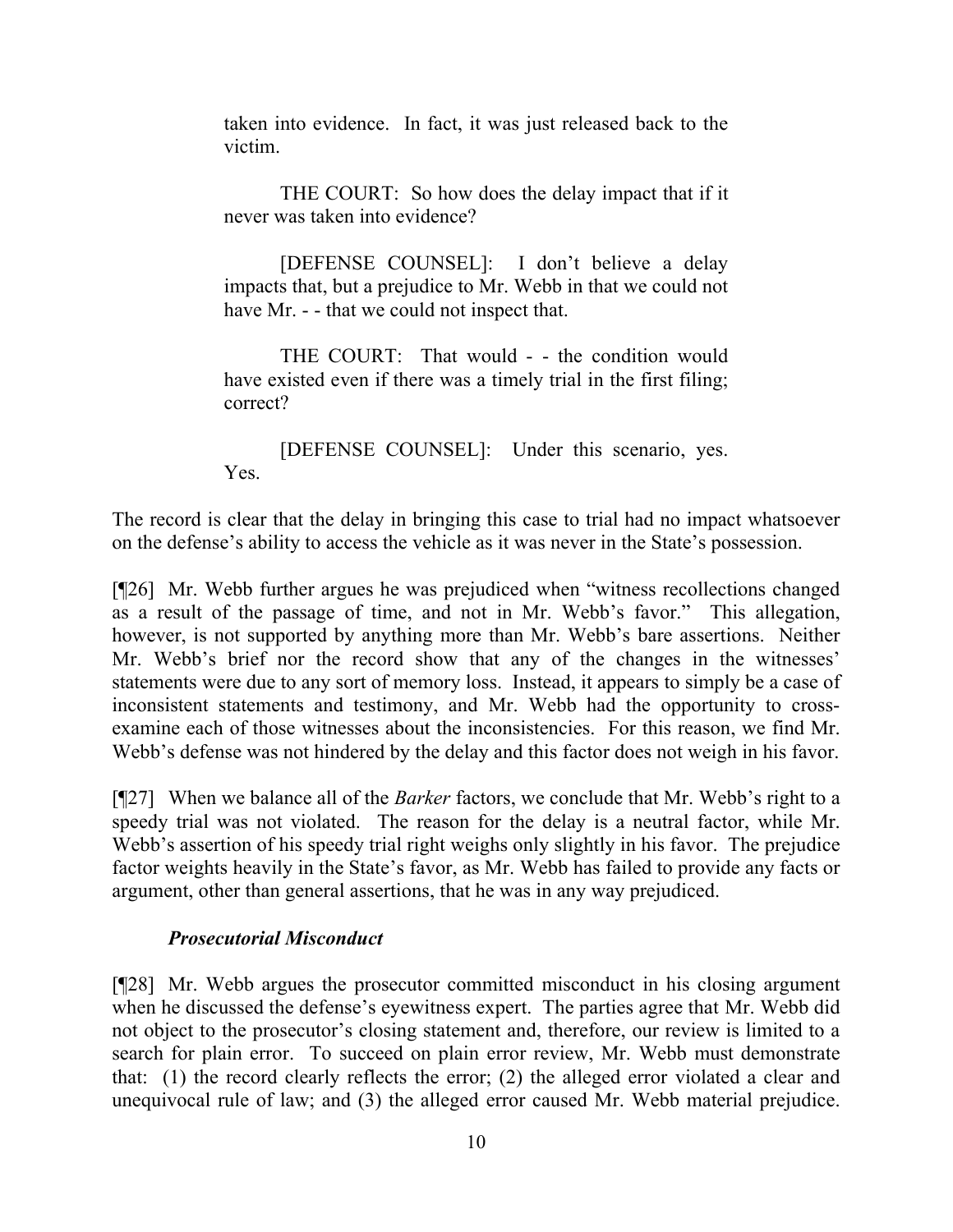> taken into evidence. In fact, it was just released back to the victim.
>
> THE COURT: So how does the delay impact that if it never was taken into evidence?
>
> [DEFENSE COUNSEL]: I don't believe a delay impacts that, but a prejudice to Mr. Webb in that we could not have Mr. - - that we could not inspect that.
>
> THE COURT: That would - - the condition would have existed even if there was a timely trial in the first filing; correct?
>
> [DEFENSE COUNSEL]: Under this scenario, yes. Yes.

The record is clear that the delay in bringing this case to trial had no impact whatsoever on the defense's ability to access the vehicle as it was never in the State's possession.

[¶26] Mr. Webb further argues he was prejudiced when "witness recollections changed as a result of the passage of time, and not in Mr. Webb's favor." This allegation, however, is not supported by anything more than Mr. Webb's bare assertions. Neither Mr. Webb's brief nor the record show that any of the changes in the witnesses' statements were due to any sort of memory loss. Instead, it appears to simply be a case of inconsistent statements and testimony, and Mr. Webb had the opportunity to cross-examine each of those witnesses about the inconsistencies. For this reason, we find Mr. Webb's defense was not hindered by the delay and this factor does not weigh in his favor.

[¶27] When we balance all of the *Barker* factors, we conclude that Mr. Webb's right to a speedy trial was not violated. The reason for the delay is a neutral factor, while Mr. Webb's assertion of his speedy trial right weighs only slightly in his favor. The prejudice factor weights heavily in the State's favor, as Mr. Webb has failed to provide any facts or argument, other than general assertions, that he was in any way prejudiced.

***Prosecutorial Misconduct***

[¶28] Mr. Webb argues the prosecutor committed misconduct in his closing argument when he discussed the defense's eyewitness expert. The parties agree that Mr. Webb did not object to the prosecutor's closing statement and, therefore, our review is limited to a search for plain error. To succeed on plain error review, Mr. Webb must demonstrate that: (1) the record clearly reflects the error; (2) the alleged error violated a clear and unequivocal rule of law; and (3) the alleged error caused Mr. Webb material prejudice.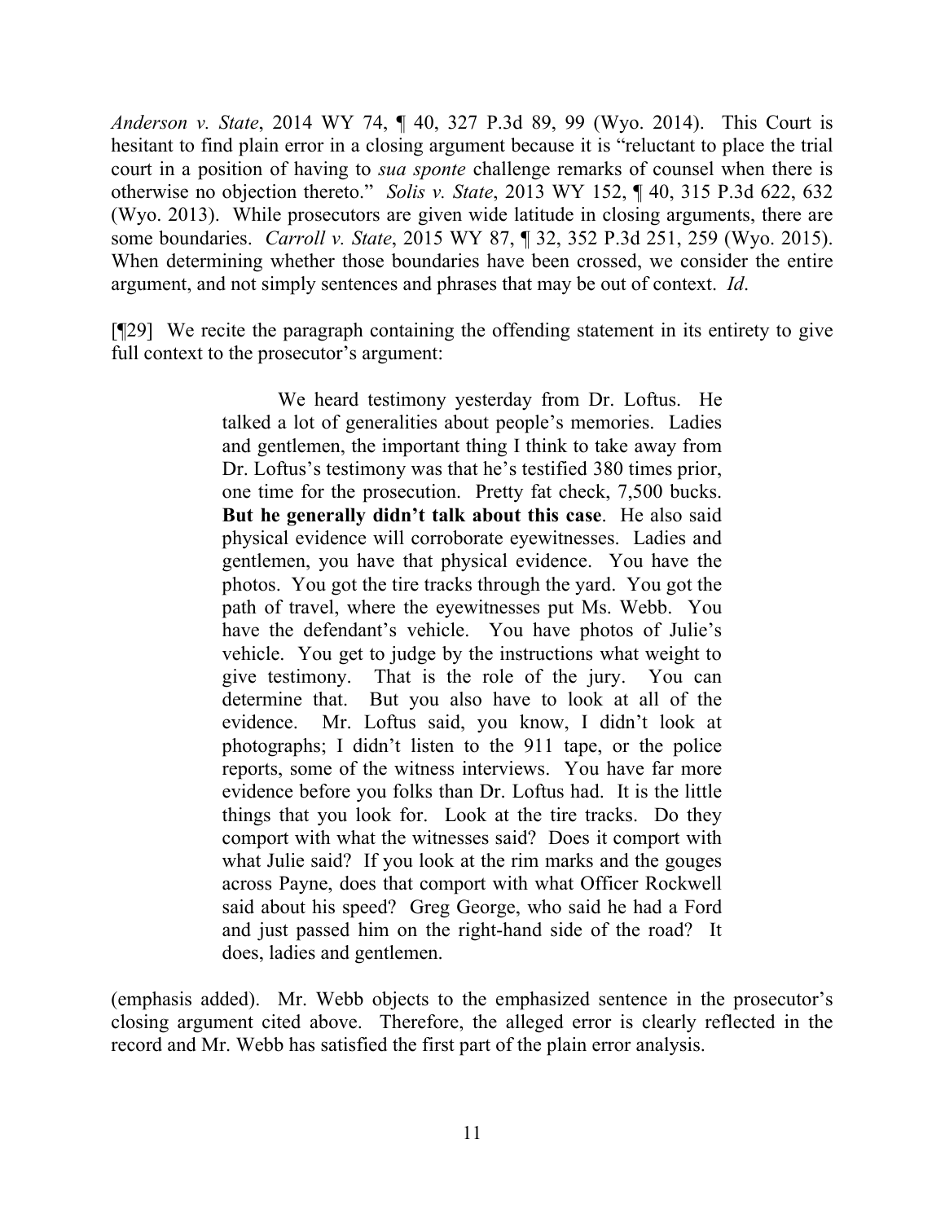*Anderson v. State*, 2014 WY 74, ¶ 40, 327 P.3d 89, 99 (Wyo. 2014). This Court is hesitant to find plain error in a closing argument because it is "reluctant to place the trial court in a position of having to *sua sponte* challenge remarks of counsel when there is otherwise no objection thereto." *Solis v. State*, 2013 WY 152, ¶ 40, 315 P.3d 622, 632 (Wyo. 2013). While prosecutors are given wide latitude in closing arguments, there are some boundaries. *Carroll v. State*, 2015 WY 87, ¶ 32, 352 P.3d 251, 259 (Wyo. 2015). When determining whether those boundaries have been crossed, we consider the entire argument, and not simply sentences and phrases that may be out of context. *Id*.

[¶29] We recite the paragraph containing the offending statement in its entirety to give full context to the prosecutor's argument:

> We heard testimony yesterday from Dr. Loftus. He talked a lot of generalities about people's memories. Ladies and gentlemen, the important thing I think to take away from Dr. Loftus's testimony was that he's testified 380 times prior, one time for the prosecution. Pretty fat check, 7,500 bucks. **But he generally didn't talk about this case**. He also said physical evidence will corroborate eyewitnesses. Ladies and gentlemen, you have that physical evidence. You have the photos. You got the tire tracks through the yard. You got the path of travel, where the eyewitnesses put Ms. Webb. You have the defendant's vehicle. You have photos of Julie's vehicle. You get to judge by the instructions what weight to give testimony. That is the role of the jury. You can determine that. But you also have to look at all of the evidence. Mr. Loftus said, you know, I didn't look at photographs; I didn't listen to the 911 tape, or the police reports, some of the witness interviews. You have far more evidence before you folks than Dr. Loftus had. It is the little things that you look for. Look at the tire tracks. Do they comport with what the witnesses said? Does it comport with what Julie said? If you look at the rim marks and the gouges across Payne, does that comport with what Officer Rockwell said about his speed? Greg George, who said he had a Ford and just passed him on the right-hand side of the road? It does, ladies and gentlemen.

(emphasis added). Mr. Webb objects to the emphasized sentence in the prosecutor's closing argument cited above. Therefore, the alleged error is clearly reflected in the record and Mr. Webb has satisfied the first part of the plain error analysis.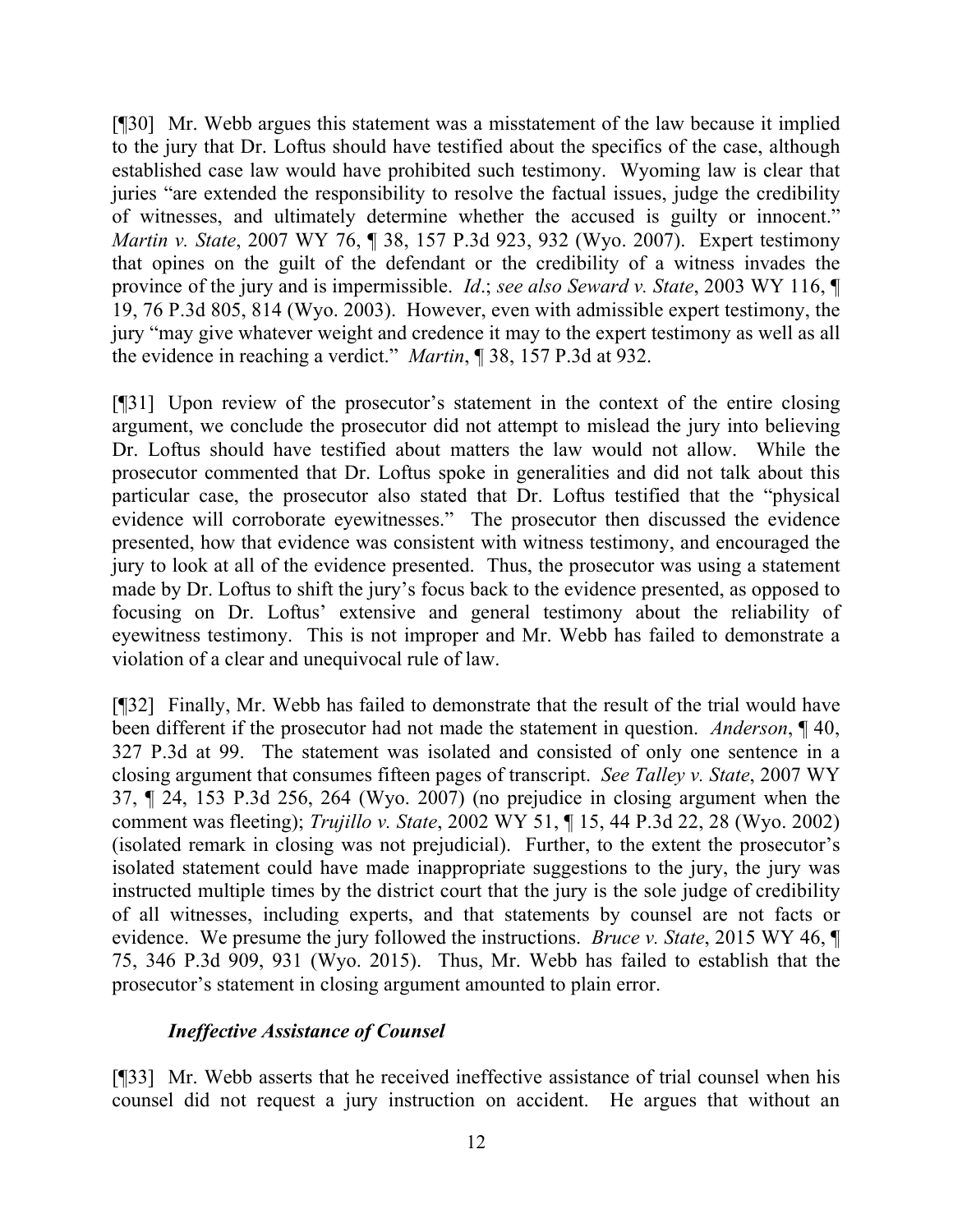[¶30] Mr. Webb argues this statement was a misstatement of the law because it implied to the jury that Dr. Loftus should have testified about the specifics of the case, although established case law would have prohibited such testimony. Wyoming law is clear that juries "are extended the responsibility to resolve the factual issues, judge the credibility of witnesses, and ultimately determine whether the accused is guilty or innocent." *Martin v. State*, 2007 WY 76, ¶ 38, 157 P.3d 923, 932 (Wyo. 2007). Expert testimony that opines on the guilt of the defendant or the credibility of a witness invades the province of the jury and is impermissible. *Id*.; *see also Seward v. State*, 2003 WY 116, ¶ 19, 76 P.3d 805, 814 (Wyo. 2003). However, even with admissible expert testimony, the jury "may give whatever weight and credence it may to the expert testimony as well as all the evidence in reaching a verdict." *Martin*, ¶ 38, 157 P.3d at 932.

[¶31] Upon review of the prosecutor's statement in the context of the entire closing argument, we conclude the prosecutor did not attempt to mislead the jury into believing Dr. Loftus should have testified about matters the law would not allow. While the prosecutor commented that Dr. Loftus spoke in generalities and did not talk about this particular case, the prosecutor also stated that Dr. Loftus testified that the "physical evidence will corroborate eyewitnesses." The prosecutor then discussed the evidence presented, how that evidence was consistent with witness testimony, and encouraged the jury to look at all of the evidence presented. Thus, the prosecutor was using a statement made by Dr. Loftus to shift the jury's focus back to the evidence presented, as opposed to focusing on Dr. Loftus' extensive and general testimony about the reliability of eyewitness testimony. This is not improper and Mr. Webb has failed to demonstrate a violation of a clear and unequivocal rule of law.

[¶32] Finally, Mr. Webb has failed to demonstrate that the result of the trial would have been different if the prosecutor had not made the statement in question. *Anderson*, ¶ 40, 327 P.3d at 99. The statement was isolated and consisted of only one sentence in a closing argument that consumes fifteen pages of transcript. *See Talley v. State*, 2007 WY 37, ¶ 24, 153 P.3d 256, 264 (Wyo. 2007) (no prejudice in closing argument when the comment was fleeting); *Trujillo v. State*, 2002 WY 51, ¶ 15, 44 P.3d 22, 28 (Wyo. 2002) (isolated remark in closing was not prejudicial). Further, to the extent the prosecutor's isolated statement could have made inappropriate suggestions to the jury, the jury was instructed multiple times by the district court that the jury is the sole judge of credibility of all witnesses, including experts, and that statements by counsel are not facts or evidence. We presume the jury followed the instructions. *Bruce v. State*, 2015 WY 46, ¶ 75, 346 P.3d 909, 931 (Wyo. 2015). Thus, Mr. Webb has failed to establish that the prosecutor's statement in closing argument amounted to plain error.

### *Ineffective Assistance of Counsel*

[¶33] Mr. Webb asserts that he received ineffective assistance of trial counsel when his counsel did not request a jury instruction on accident. He argues that without an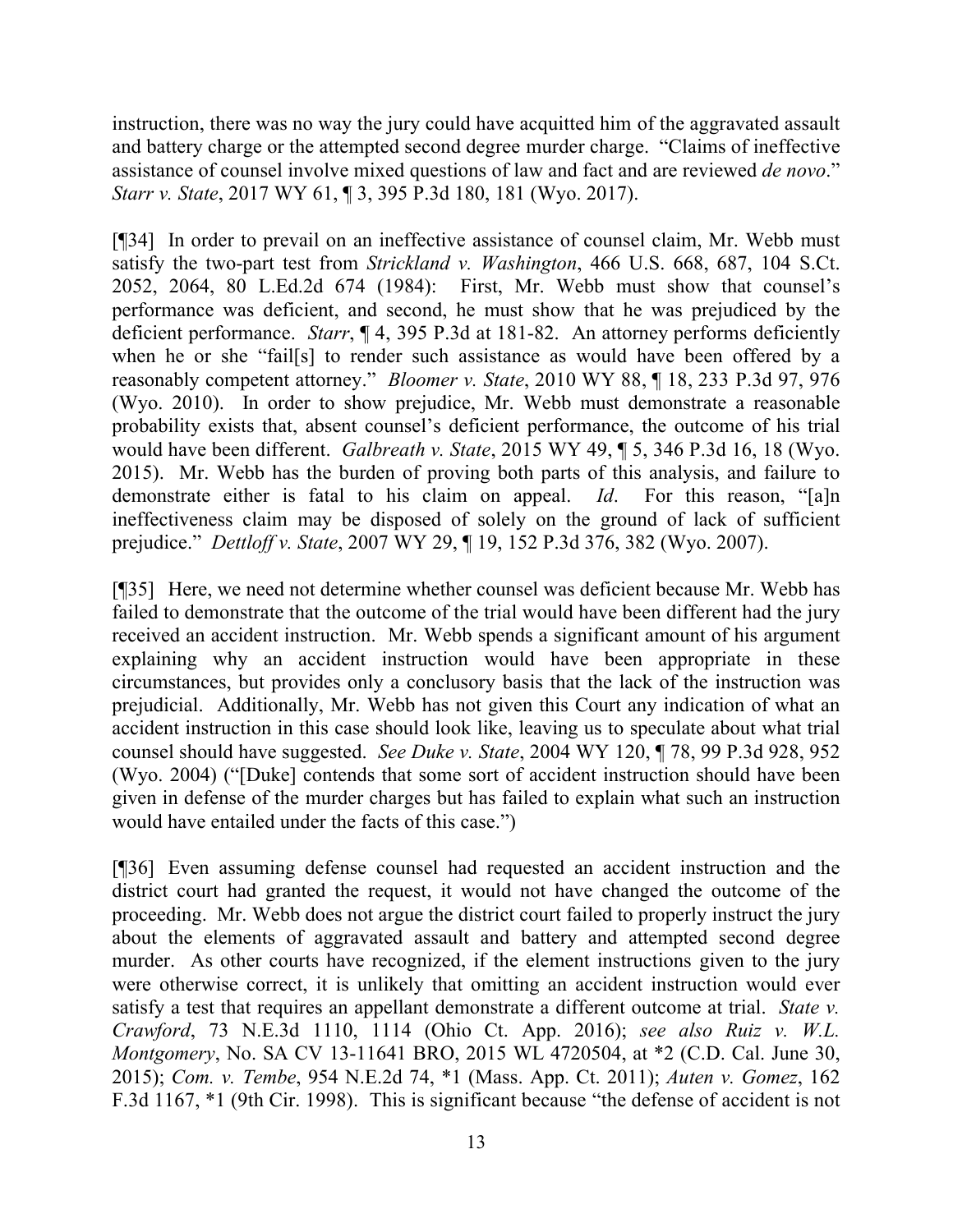instruction, there was no way the jury could have acquitted him of the aggravated assault and battery charge or the attempted second degree murder charge. "Claims of ineffective assistance of counsel involve mixed questions of law and fact and are reviewed *de novo*." *Starr v. State*, 2017 WY 61, ¶ 3, 395 P.3d 180, 181 (Wyo. 2017).

[¶34] In order to prevail on an ineffective assistance of counsel claim, Mr. Webb must satisfy the two-part test from *Strickland v. Washington*, 466 U.S. 668, 687, 104 S.Ct. 2052, 2064, 80 L.Ed.2d 674 (1984): First, Mr. Webb must show that counsel's performance was deficient, and second, he must show that he was prejudiced by the deficient performance. *Starr*, ¶ 4, 395 P.3d at 181-82. An attorney performs deficiently when he or she "fail[s] to render such assistance as would have been offered by a reasonably competent attorney." *Bloomer v. State*, 2010 WY 88, ¶ 18, 233 P.3d 97, 976 (Wyo. 2010). In order to show prejudice, Mr. Webb must demonstrate a reasonable probability exists that, absent counsel's deficient performance, the outcome of his trial would have been different. *Galbreath v. State*, 2015 WY 49, ¶ 5, 346 P.3d 16, 18 (Wyo. 2015). Mr. Webb has the burden of proving both parts of this analysis, and failure to demonstrate either is fatal to his claim on appeal. *Id*. For this reason, "[a]n ineffectiveness claim may be disposed of solely on the ground of lack of sufficient prejudice." *Dettloff v. State*, 2007 WY 29, ¶ 19, 152 P.3d 376, 382 (Wyo. 2007).

[¶35] Here, we need not determine whether counsel was deficient because Mr. Webb has failed to demonstrate that the outcome of the trial would have been different had the jury received an accident instruction. Mr. Webb spends a significant amount of his argument explaining why an accident instruction would have been appropriate in these circumstances, but provides only a conclusory basis that the lack of the instruction was prejudicial. Additionally, Mr. Webb has not given this Court any indication of what an accident instruction in this case should look like, leaving us to speculate about what trial counsel should have suggested. *See Duke v. State*, 2004 WY 120, ¶ 78, 99 P.3d 928, 952 (Wyo. 2004) ("[Duke] contends that some sort of accident instruction should have been given in defense of the murder charges but has failed to explain what such an instruction would have entailed under the facts of this case.")

[¶36] Even assuming defense counsel had requested an accident instruction and the district court had granted the request, it would not have changed the outcome of the proceeding. Mr. Webb does not argue the district court failed to properly instruct the jury about the elements of aggravated assault and battery and attempted second degree murder. As other courts have recognized, if the element instructions given to the jury were otherwise correct, it is unlikely that omitting an accident instruction would ever satisfy a test that requires an appellant demonstrate a different outcome at trial. *State v. Crawford*, 73 N.E.3d 1110, 1114 (Ohio Ct. App. 2016); *see also Ruiz v. W.L. Montgomery*, No. SA CV 13-11641 BRO, 2015 WL 4720504, at *2 (C.D. Cal. June 30, 2015); *Com. v. Tembe*, 954 N.E.2d 74, *1 (Mass. App. Ct. 2011); *Auten v. Gomez*, 162 F.3d 1167, *1 (9th Cir. 1998). This is significant because "the defense of accident is not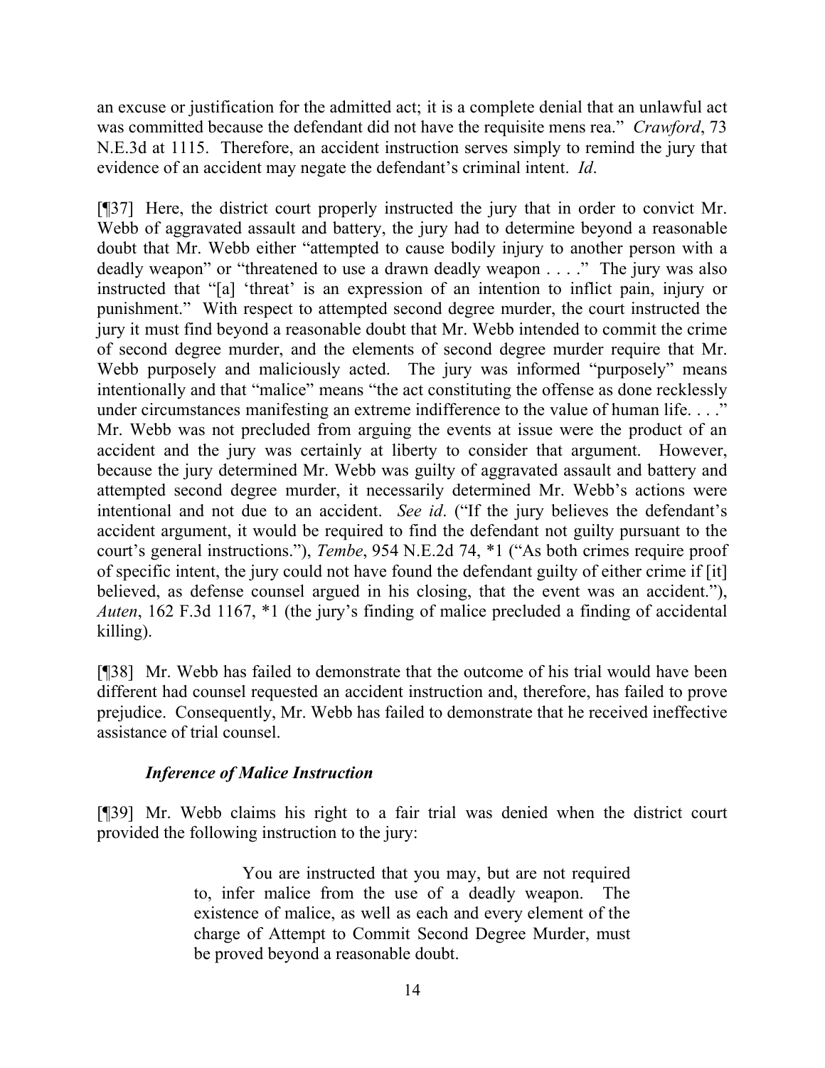an excuse or justification for the admitted act; it is a complete denial that an unlawful act was committed because the defendant did not have the requisite mens rea." *Crawford*, 73 N.E.3d at 1115. Therefore, an accident instruction serves simply to remind the jury that evidence of an accident may negate the defendant's criminal intent. *Id*.

[¶37] Here, the district court properly instructed the jury that in order to convict Mr. Webb of aggravated assault and battery, the jury had to determine beyond a reasonable doubt that Mr. Webb either "attempted to cause bodily injury to another person with a deadly weapon" or "threatened to use a drawn deadly weapon . . . ." The jury was also instructed that "[a] 'threat' is an expression of an intention to inflict pain, injury or punishment." With respect to attempted second degree murder, the court instructed the jury it must find beyond a reasonable doubt that Mr. Webb intended to commit the crime of second degree murder, and the elements of second degree murder require that Mr. Webb purposely and maliciously acted. The jury was informed "purposely" means intentionally and that "malice" means "the act constituting the offense as done recklessly under circumstances manifesting an extreme indifference to the value of human life. . . ." Mr. Webb was not precluded from arguing the events at issue were the product of an accident and the jury was certainly at liberty to consider that argument. However, because the jury determined Mr. Webb was guilty of aggravated assault and battery and attempted second degree murder, it necessarily determined Mr. Webb's actions were intentional and not due to an accident. *See id*. ("If the jury believes the defendant's accident argument, it would be required to find the defendant not guilty pursuant to the court's general instructions."), *Tembe*, 954 N.E.2d 74, *1 ("As both crimes require proof of specific intent, the jury could not have found the defendant guilty of either crime if [it] believed, as defense counsel argued in his closing, that the event was an accident."), *Auten*, 162 F.3d 1167, *1 (the jury's finding of malice precluded a finding of accidental killing).

[¶38] Mr. Webb has failed to demonstrate that the outcome of his trial would have been different had counsel requested an accident instruction and, therefore, has failed to prove prejudice. Consequently, Mr. Webb has failed to demonstrate that he received ineffective assistance of trial counsel.

### *Inference of Malice Instruction*

[¶39] Mr. Webb claims his right to a fair trial was denied when the district court provided the following instruction to the jury:

> You are instructed that you may, but are not required to, infer malice from the use of a deadly weapon. The existence of malice, as well as each and every element of the charge of Attempt to Commit Second Degree Murder, must be proved beyond a reasonable doubt.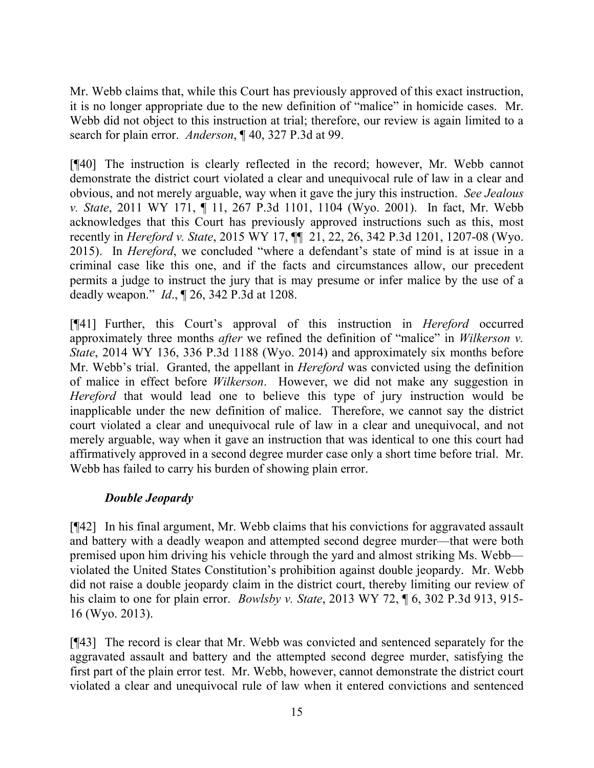Mr. Webb claims that, while this Court has previously approved of this exact instruction, it is no longer appropriate due to the new definition of "malice" in homicide cases. Mr. Webb did not object to this instruction at trial; therefore, our review is again limited to a search for plain error. *Anderson*, ¶ 40, 327 P.3d at 99.

[¶40] The instruction is clearly reflected in the record; however, Mr. Webb cannot demonstrate the district court violated a clear and unequivocal rule of law in a clear and obvious, and not merely arguable, way when it gave the jury this instruction. *See Jealous v. State*, 2011 WY 171, ¶ 11, 267 P.3d 1101, 1104 (Wyo. 2001). In fact, Mr. Webb acknowledges that this Court has previously approved instructions such as this, most recently in *Hereford v. State*, 2015 WY 17, ¶¶ 21, 22, 26, 342 P.3d 1201, 1207-08 (Wyo. 2015). In *Hereford*, we concluded "where a defendant's state of mind is at issue in a criminal case like this one, and if the facts and circumstances allow, our precedent permits a judge to instruct the jury that is may presume or infer malice by the use of a deadly weapon." *Id*., ¶ 26, 342 P.3d at 1208.

[¶41] Further, this Court's approval of this instruction in *Hereford* occurred approximately three months *after* we refined the definition of "malice" in *Wilkerson v. State*, 2014 WY 136, 336 P.3d 1188 (Wyo. 2014) and approximately six months before Mr. Webb's trial. Granted, the appellant in *Hereford* was convicted using the definition of malice in effect before *Wilkerson*. However, we did not make any suggestion in *Hereford* that would lead one to believe this type of jury instruction would be inapplicable under the new definition of malice. Therefore, we cannot say the district court violated a clear and unequivocal rule of law in a clear and unequivocal, and not merely arguable, way when it gave an instruction that was identical to one this court had affirmatively approved in a second degree murder case only a short time before trial. Mr. Webb has failed to carry his burden of showing plain error.

### *Double Jeopardy*

[¶42] In his final argument, Mr. Webb claims that his convictions for aggravated assault and battery with a deadly weapon and attempted second degree murder—that were both premised upon him driving his vehicle through the yard and almost striking Ms. Webb—violated the United States Constitution's prohibition against double jeopardy. Mr. Webb did not raise a double jeopardy claim in the district court, thereby limiting our review of his claim to one for plain error. *Bowlsby v. State*, 2013 WY 72, ¶ 6, 302 P.3d 913, 915-16 (Wyo. 2013).

[¶43] The record is clear that Mr. Webb was convicted and sentenced separately for the aggravated assault and battery and the attempted second degree murder, satisfying the first part of the plain error test. Mr. Webb, however, cannot demonstrate the district court violated a clear and unequivocal rule of law when it entered convictions and sentenced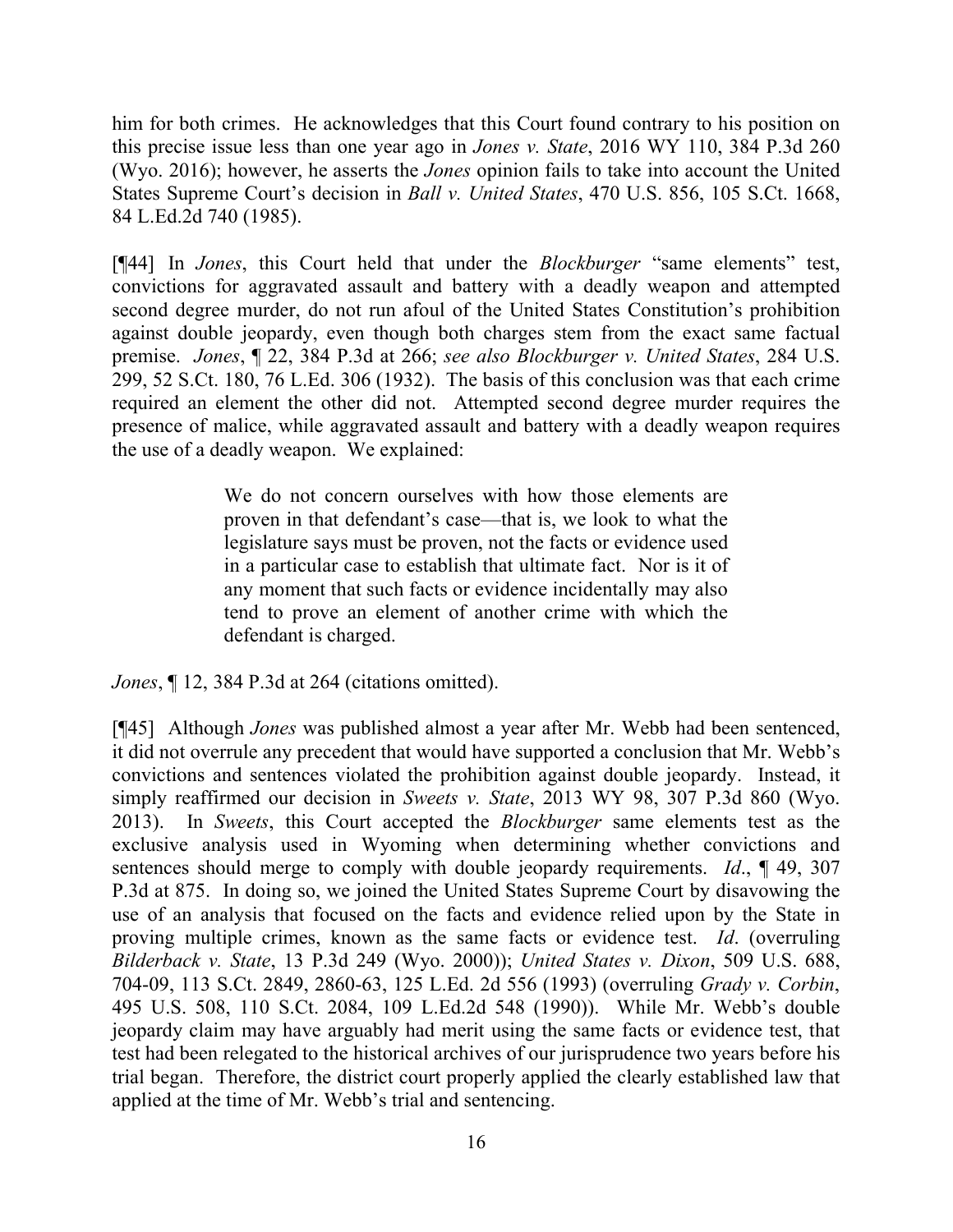him for both crimes. He acknowledges that this Court found contrary to his position on this precise issue less than one year ago in *Jones v. State*, 2016 WY 110, 384 P.3d 260 (Wyo. 2016); however, he asserts the *Jones* opinion fails to take into account the United States Supreme Court's decision in *Ball v. United States*, 470 U.S. 856, 105 S.Ct. 1668, 84 L.Ed.2d 740 (1985).

[¶44] In *Jones*, this Court held that under the *Blockburger* "same elements" test, convictions for aggravated assault and battery with a deadly weapon and attempted second degree murder, do not run afoul of the United States Constitution's prohibition against double jeopardy, even though both charges stem from the exact same factual premise. *Jones*, ¶ 22, 384 P.3d at 266; *see also Blockburger v. United States*, 284 U.S. 299, 52 S.Ct. 180, 76 L.Ed. 306 (1932). The basis of this conclusion was that each crime required an element the other did not. Attempted second degree murder requires the presence of malice, while aggravated assault and battery with a deadly weapon requires the use of a deadly weapon. We explained:

> We do not concern ourselves with how those elements are proven in that defendant's case—that is, we look to what the legislature says must be proven, not the facts or evidence used in a particular case to establish that ultimate fact. Nor is it of any moment that such facts or evidence incidentally may also tend to prove an element of another crime with which the defendant is charged.

*Jones*, ¶ 12, 384 P.3d at 264 (citations omitted).

[¶45] Although *Jones* was published almost a year after Mr. Webb had been sentenced, it did not overrule any precedent that would have supported a conclusion that Mr. Webb's convictions and sentences violated the prohibition against double jeopardy. Instead, it simply reaffirmed our decision in *Sweets v. State*, 2013 WY 98, 307 P.3d 860 (Wyo. 2013). In *Sweets*, this Court accepted the *Blockburger* same elements test as the exclusive analysis used in Wyoming when determining whether convictions and sentences should merge to comply with double jeopardy requirements. *Id*., ¶ 49, 307 P.3d at 875. In doing so, we joined the United States Supreme Court by disavowing the use of an analysis that focused on the facts and evidence relied upon by the State in proving multiple crimes, known as the same facts or evidence test. *Id*. (overruling *Bilderback v. State*, 13 P.3d 249 (Wyo. 2000)); *United States v. Dixon*, 509 U.S. 688, 704-09, 113 S.Ct. 2849, 2860-63, 125 L.Ed. 2d 556 (1993) (overruling *Grady v. Corbin*, 495 U.S. 508, 110 S.Ct. 2084, 109 L.Ed.2d 548 (1990)). While Mr. Webb's double jeopardy claim may have arguably had merit using the same facts or evidence test, that test had been relegated to the historical archives of our jurisprudence two years before his trial began. Therefore, the district court properly applied the clearly established law that applied at the time of Mr. Webb's trial and sentencing.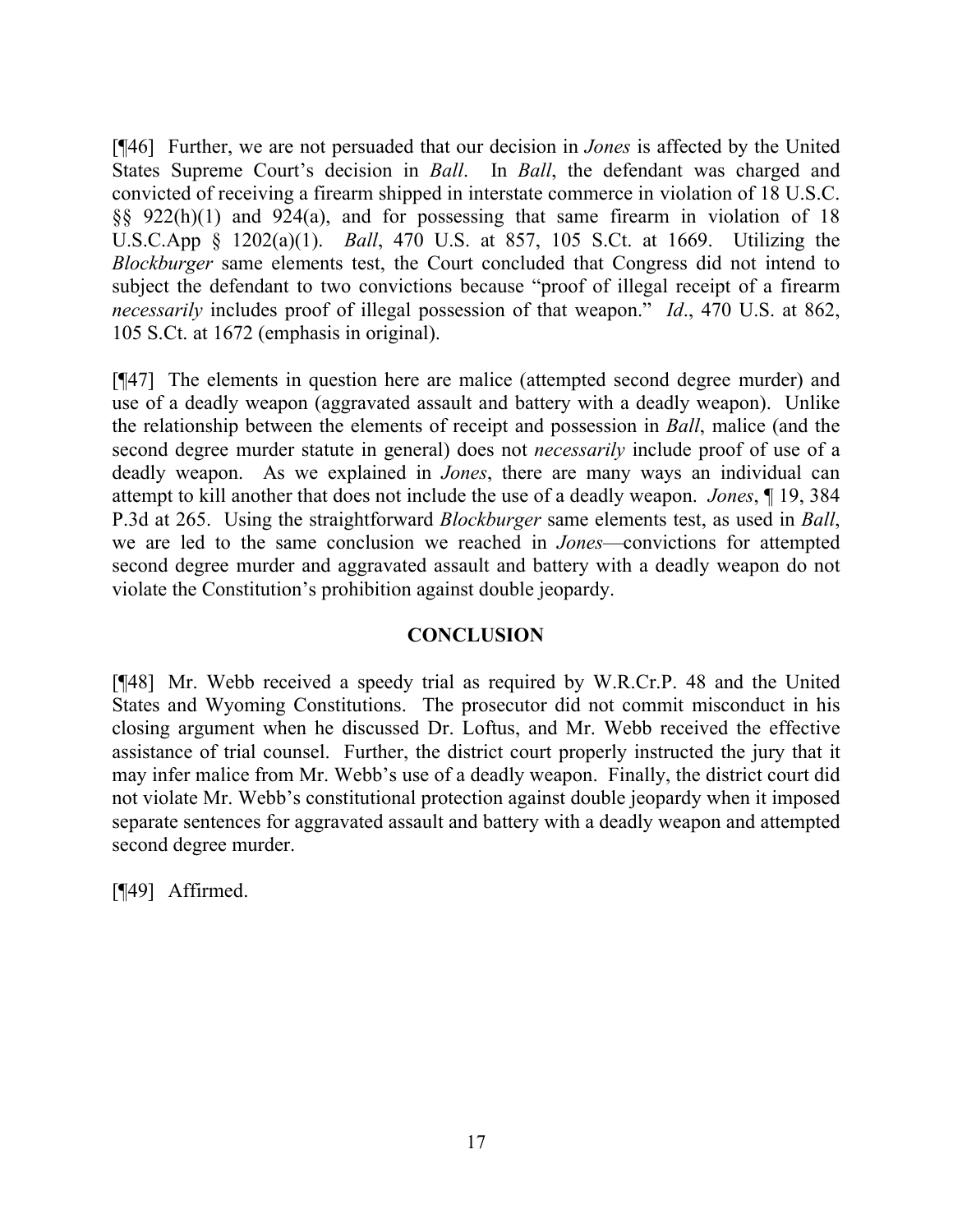[¶46] Further, we are not persuaded that our decision in *Jones* is affected by the United States Supreme Court's decision in *Ball*. In *Ball*, the defendant was charged and convicted of receiving a firearm shipped in interstate commerce in violation of 18 U.S.C. §§ 922(h)(1) and 924(a), and for possessing that same firearm in violation of 18 U.S.C.App § 1202(a)(1). *Ball*, 470 U.S. at 857, 105 S.Ct. at 1669. Utilizing the *Blockburger* same elements test, the Court concluded that Congress did not intend to subject the defendant to two convictions because "proof of illegal receipt of a firearm *necessarily* includes proof of illegal possession of that weapon." *Id*., 470 U.S. at 862, 105 S.Ct. at 1672 (emphasis in original).

[¶47] The elements in question here are malice (attempted second degree murder) and use of a deadly weapon (aggravated assault and battery with a deadly weapon). Unlike the relationship between the elements of receipt and possession in *Ball*, malice (and the second degree murder statute in general) does not *necessarily* include proof of use of a deadly weapon. As we explained in *Jones*, there are many ways an individual can attempt to kill another that does not include the use of a deadly weapon. *Jones*, ¶ 19, 384 P.3d at 265. Using the straightforward *Blockburger* same elements test, as used in *Ball*, we are led to the same conclusion we reached in *Jones*—convictions for attempted second degree murder and aggravated assault and battery with a deadly weapon do not violate the Constitution's prohibition against double jeopardy.

## CONCLUSION

[¶48] Mr. Webb received a speedy trial as required by W.R.Cr.P. 48 and the United States and Wyoming Constitutions. The prosecutor did not commit misconduct in his closing argument when he discussed Dr. Loftus, and Mr. Webb received the effective assistance of trial counsel. Further, the district court properly instructed the jury that it may infer malice from Mr. Webb's use of a deadly weapon. Finally, the district court did not violate Mr. Webb's constitutional protection against double jeopardy when it imposed separate sentences for aggravated assault and battery with a deadly weapon and attempted second degree murder.

[¶49] Affirmed.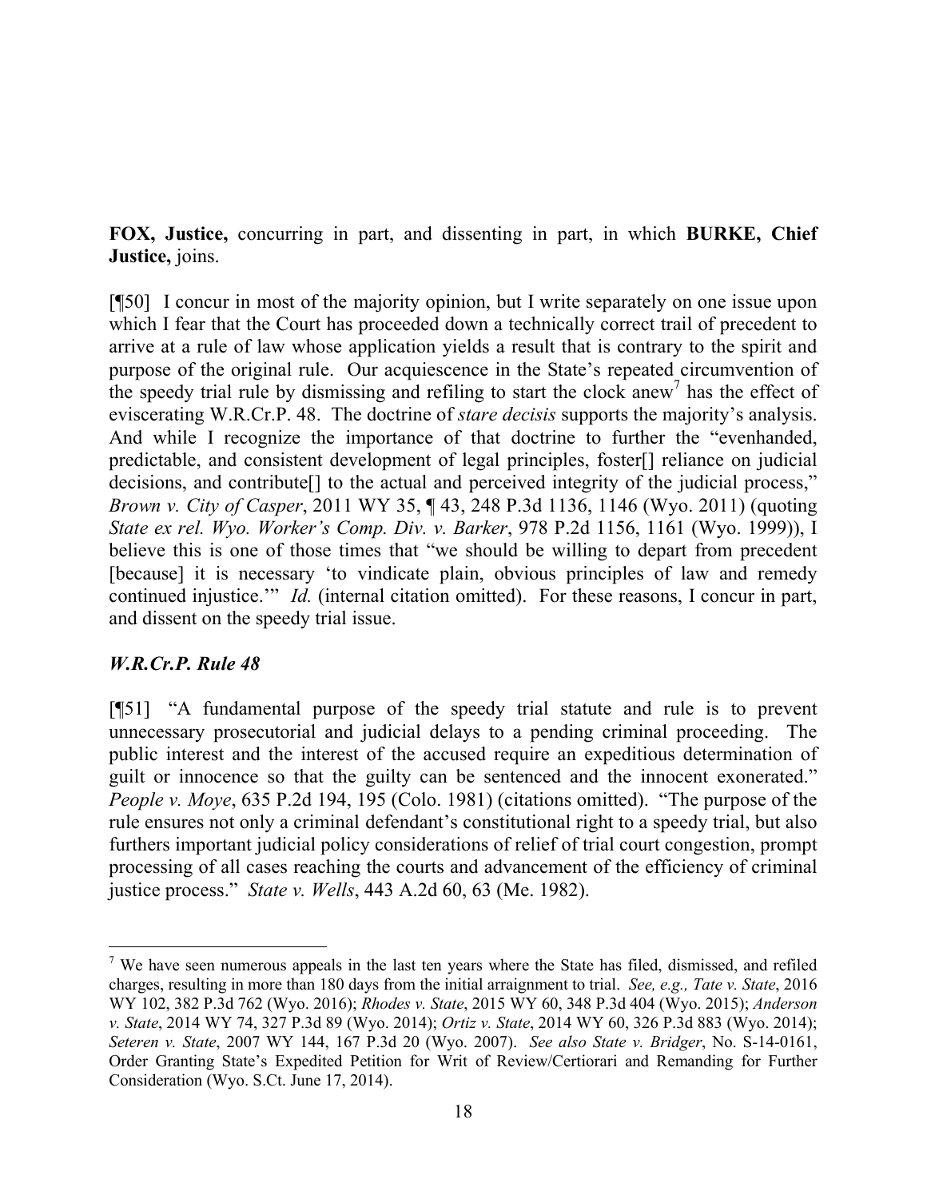**FOX, Justice,** concurring in part, and dissenting in part, in which **BURKE, Chief Justice,** joins.

[¶50] I concur in most of the majority opinion, but I write separately on one issue upon which I fear that the Court has proceeded down a technically correct trail of precedent to arrive at a rule of law whose application yields a result that is contrary to the spirit and purpose of the original rule. Our acquiescence in the State's repeated circumvention of the speedy trial rule by dismissing and refiling to start the clock anew[7] has the effect of eviscerating W.R.Cr.P. 48. The doctrine of *stare decisis* supports the majority's analysis. And while I recognize the importance of that doctrine to further the "evenhanded, predictable, and consistent development of legal principles, foster[] reliance on judicial decisions, and contribute[] to the actual and perceived integrity of the judicial process," *Brown v. City of Casper*, 2011 WY 35, ¶ 43, 248 P.3d 1136, 1146 (Wyo. 2011) (quoting *State ex rel. Wyo. Worker's Comp. Div. v. Barker*, 978 P.2d 1156, 1161 (Wyo. 1999)), I believe this is one of those times that "we should be willing to depart from precedent [because] it is necessary 'to vindicate plain, obvious principles of law and remedy continued injustice.'" *Id.* (internal citation omitted). For these reasons, I concur in part, and dissent on the speedy trial issue.

### *W.R.Cr.P. Rule 48*

[¶51] "A fundamental purpose of the speedy trial statute and rule is to prevent unnecessary prosecutorial and judicial delays to a pending criminal proceeding. The public interest and the interest of the accused require an expeditious determination of guilt or innocence so that the guilty can be sentenced and the innocent exonerated." *People v. Moye*, 635 P.2d 194, 195 (Colo. 1981) (citations omitted). "The purpose of the rule ensures not only a criminal defendant's constitutional right to a speedy trial, but also furthers important judicial policy considerations of relief of trial court congestion, prompt processing of all cases reaching the courts and advancement of the efficiency of criminal justice process." *State v. Wells*, 443 A.2d 60, 63 (Me. 1982).

---

[7] We have seen numerous appeals in the last ten years where the State has filed, dismissed, and refiled charges, resulting in more than 180 days from the initial arraignment to trial. *See, e.g., Tate v. State*, 2016 WY 102, 382 P.3d 762 (Wyo. 2016); *Rhodes v. State*, 2015 WY 60, 348 P.3d 404 (Wyo. 2015); *Anderson v. State*, 2014 WY 74, 327 P.3d 89 (Wyo. 2014); *Ortiz v. State*, 2014 WY 60, 326 P.3d 883 (Wyo. 2014); *Seteren v. State*, 2007 WY 144, 167 P.3d 20 (Wyo. 2007). *See also State v. Bridger*, No. S-14-0161, Order Granting State's Expedited Petition for Writ of Review/Certiorari and Remanding for Further Consideration (Wyo. S.Ct. June 17, 2014).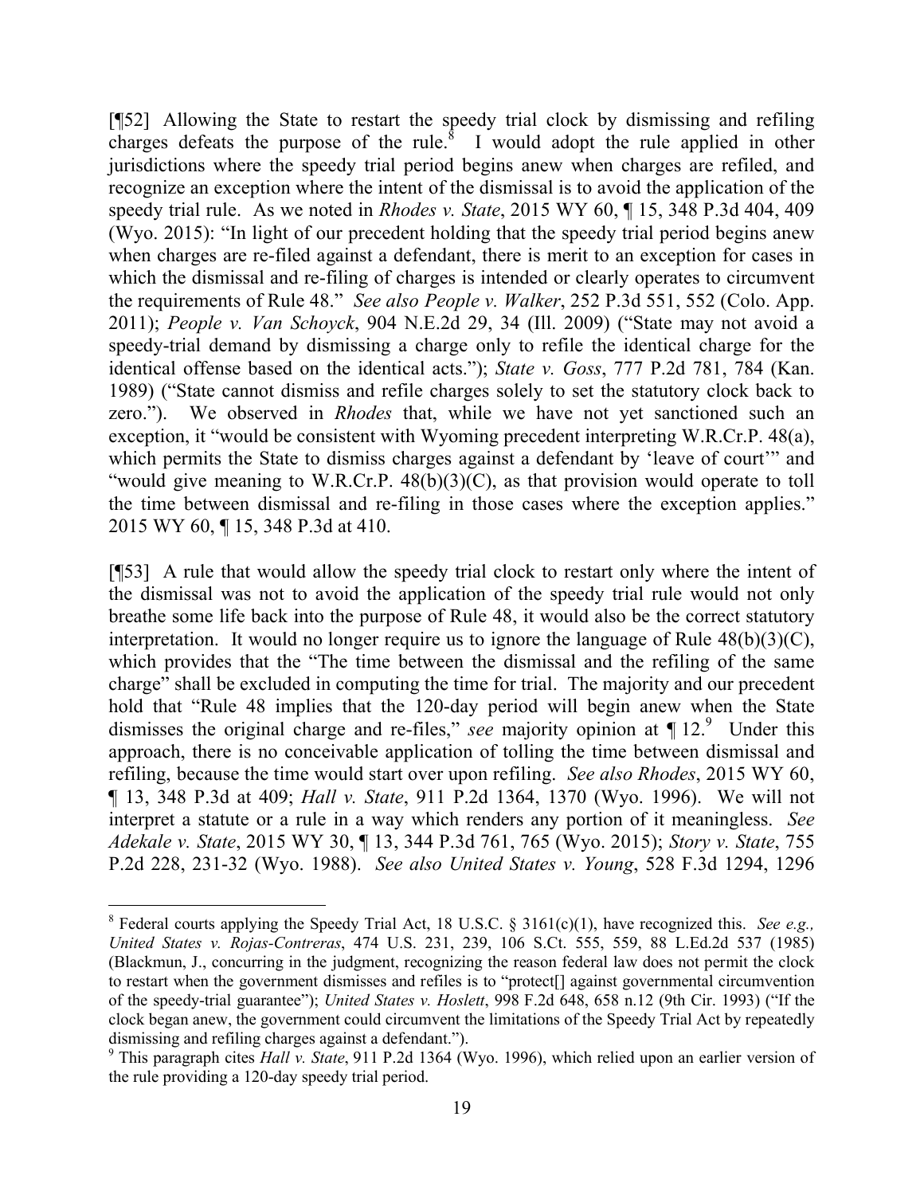[¶52] Allowing the State to restart the speedy trial clock by dismissing and refiling charges defeats the purpose of the rule.[8] I would adopt the rule applied in other jurisdictions where the speedy trial period begins anew when charges are refiled, and recognize an exception where the intent of the dismissal is to avoid the application of the speedy trial rule. As we noted in *Rhodes v. State*, 2015 WY 60, ¶ 15, 348 P.3d 404, 409 (Wyo. 2015): "In light of our precedent holding that the speedy trial period begins anew when charges are re-filed against a defendant, there is merit to an exception for cases in which the dismissal and re-filing of charges is intended or clearly operates to circumvent the requirements of Rule 48." *See also People v. Walker*, 252 P.3d 551, 552 (Colo. App. 2011); *People v. Van Schoyck*, 904 N.E.2d 29, 34 (Ill. 2009) ("State may not avoid a speedy-trial demand by dismissing a charge only to refile the identical charge for the identical offense based on the identical acts."); *State v. Goss*, 777 P.2d 781, 784 (Kan. 1989) ("State cannot dismiss and refile charges solely to set the statutory clock back to zero."). We observed in *Rhodes* that, while we have not yet sanctioned such an exception, it "would be consistent with Wyoming precedent interpreting W.R.Cr.P. 48(a), which permits the State to dismiss charges against a defendant by 'leave of court'" and "would give meaning to W.R.Cr.P. 48(b)(3)(C), as that provision would operate to toll the time between dismissal and re-filing in those cases where the exception applies." 2015 WY 60, ¶ 15, 348 P.3d at 410.

[¶53] A rule that would allow the speedy trial clock to restart only where the intent of the dismissal was not to avoid the application of the speedy trial rule would not only breathe some life back into the purpose of Rule 48, it would also be the correct statutory interpretation. It would no longer require us to ignore the language of Rule 48(b)(3)(C), which provides that the "The time between the dismissal and the refiling of the same charge" shall be excluded in computing the time for trial. The majority and our precedent hold that "Rule 48 implies that the 120-day period will begin anew when the State dismisses the original charge and re-files," *see* majority opinion at ¶ 12.[9] Under this approach, there is no conceivable application of tolling the time between dismissal and refiling, because the time would start over upon refiling. *See also Rhodes*, 2015 WY 60, ¶ 13, 348 P.3d at 409; *Hall v. State*, 911 P.2d 1364, 1370 (Wyo. 1996). We will not interpret a statute or a rule in a way which renders any portion of it meaningless. *See Adekale v. State*, 2015 WY 30, ¶ 13, 344 P.3d 761, 765 (Wyo. 2015); *Story v. State*, 755 P.2d 228, 231-32 (Wyo. 1988). *See also United States v. Young*, 528 F.3d 1294, 1296

---

[8] Federal courts applying the Speedy Trial Act, 18 U.S.C. § 3161(c)(1), have recognized this. *See e.g., United States v. Rojas-Contreras*, 474 U.S. 231, 239, 106 S.Ct. 555, 559, 88 L.Ed.2d 537 (1985) (Blackmun, J., concurring in the judgment, recognizing the reason federal law does not permit the clock to restart when the government dismisses and refiles is to "protect[] against governmental circumvention of the speedy-trial guarantee"); *United States v. Hoslett*, 998 F.2d 648, 658 n.12 (9th Cir. 1993) ("If the clock began anew, the government could circumvent the limitations of the Speedy Trial Act by repeatedly dismissing and refiling charges against a defendant.").

[9] This paragraph cites *Hall v. State*, 911 P.2d 1364 (Wyo. 1996), which relied upon an earlier version of the rule providing a 120-day speedy trial period.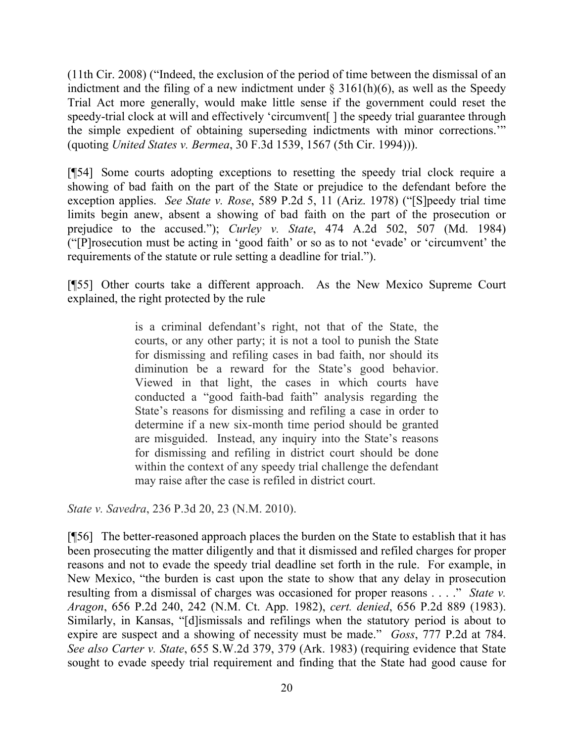(11th Cir. 2008) ("Indeed, the exclusion of the period of time between the dismissal of an indictment and the filing of a new indictment under § 3161(h)(6), as well as the Speedy Trial Act more generally, would make little sense if the government could reset the speedy-trial clock at will and effectively 'circumvent[ ] the speedy trial guarantee through the simple expedient of obtaining superseding indictments with minor corrections.'" (quoting *United States v. Bermea*, 30 F.3d 1539, 1567 (5th Cir. 1994))).

[¶54] Some courts adopting exceptions to resetting the speedy trial clock require a showing of bad faith on the part of the State or prejudice to the defendant before the exception applies. *See State v. Rose*, 589 P.2d 5, 11 (Ariz. 1978) ("[S]peedy trial time limits begin anew, absent a showing of bad faith on the part of the prosecution or prejudice to the accused."); *Curley v. State*, 474 A.2d 502, 507 (Md. 1984) ("[P]rosecution must be acting in 'good faith' or so as to not 'evade' or 'circumvent' the requirements of the statute or rule setting a deadline for trial.").

[¶55] Other courts take a different approach. As the New Mexico Supreme Court explained, the right protected by the rule

> is a criminal defendant's right, not that of the State, the courts, or any other party; it is not a tool to punish the State for dismissing and refiling cases in bad faith, nor should its diminution be a reward for the State's good behavior. Viewed in that light, the cases in which courts have conducted a "good faith-bad faith" analysis regarding the State's reasons for dismissing and refiling a case in order to determine if a new six-month time period should be granted are misguided. Instead, any inquiry into the State's reasons for dismissing and refiling in district court should be done within the context of any speedy trial challenge the defendant may raise after the case is refiled in district court.

*State v. Savedra*, 236 P.3d 20, 23 (N.M. 2010).

[¶56] The better-reasoned approach places the burden on the State to establish that it has been prosecuting the matter diligently and that it dismissed and refiled charges for proper reasons and not to evade the speedy trial deadline set forth in the rule. For example, in New Mexico, "the burden is cast upon the state to show that any delay in prosecution resulting from a dismissal of charges was occasioned for proper reasons . . . ." *State v. Aragon*, 656 P.2d 240, 242 (N.M. Ct. App. 1982), *cert. denied*, 656 P.2d 889 (1983). Similarly, in Kansas, "[d]ismissals and refilings when the statutory period is about to expire are suspect and a showing of necessity must be made." *Goss*, 777 P.2d at 784. *See also Carter v. State*, 655 S.W.2d 379, 379 (Ark. 1983) (requiring evidence that State sought to evade speedy trial requirement and finding that the State had good cause for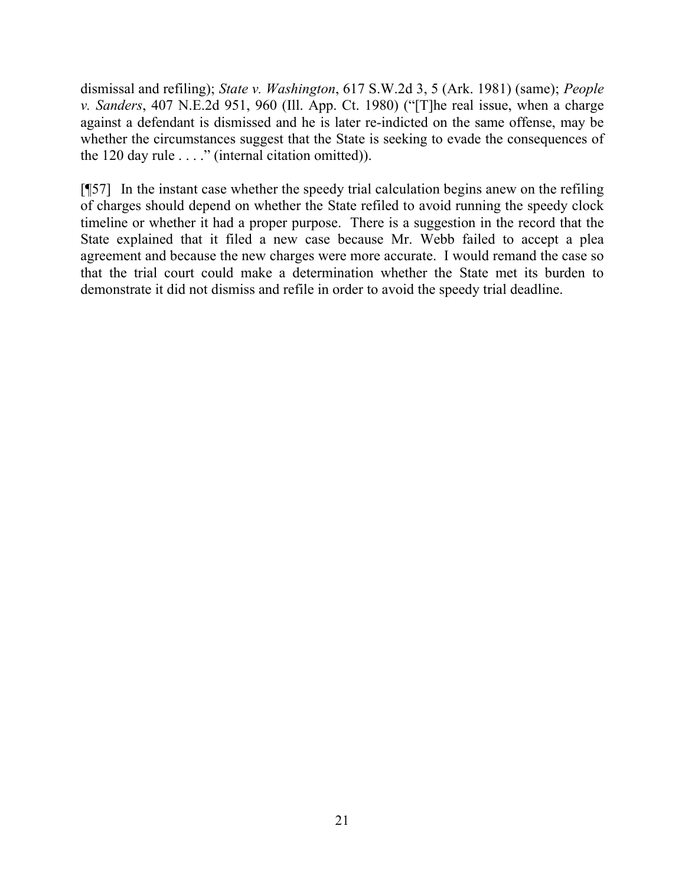dismissal and refiling); *State v. Washington*, 617 S.W.2d 3, 5 (Ark. 1981) (same); *People v. Sanders*, 407 N.E.2d 951, 960 (Ill. App. Ct. 1980) ("[T]he real issue, when a charge against a defendant is dismissed and he is later re-indicted on the same offense, may be whether the circumstances suggest that the State is seeking to evade the consequences of the 120 day rule . . . ." (internal citation omitted)).

[¶57] In the instant case whether the speedy trial calculation begins anew on the refiling of charges should depend on whether the State refiled to avoid running the speedy clock timeline or whether it had a proper purpose. There is a suggestion in the record that the State explained that it filed a new case because Mr. Webb failed to accept a plea agreement and because the new charges were more accurate. I would remand the case so that the trial court could make a determination whether the State met its burden to demonstrate it did not dismiss and refile in order to avoid the speedy trial deadline.